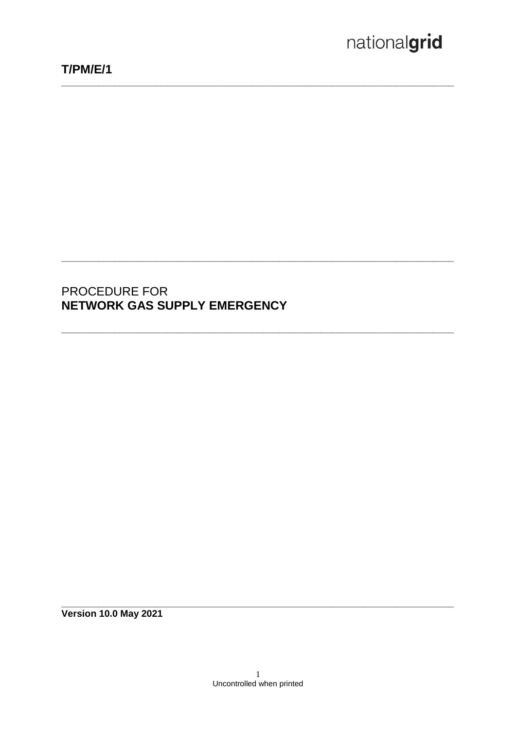nationalgrid

**T/PM/E/1**

---

PROCEDURE FOR
**NETWORK GAS SUPPLY EMERGENCY**

---

**Version 10.0 May 2021**

Uncontrolled when printed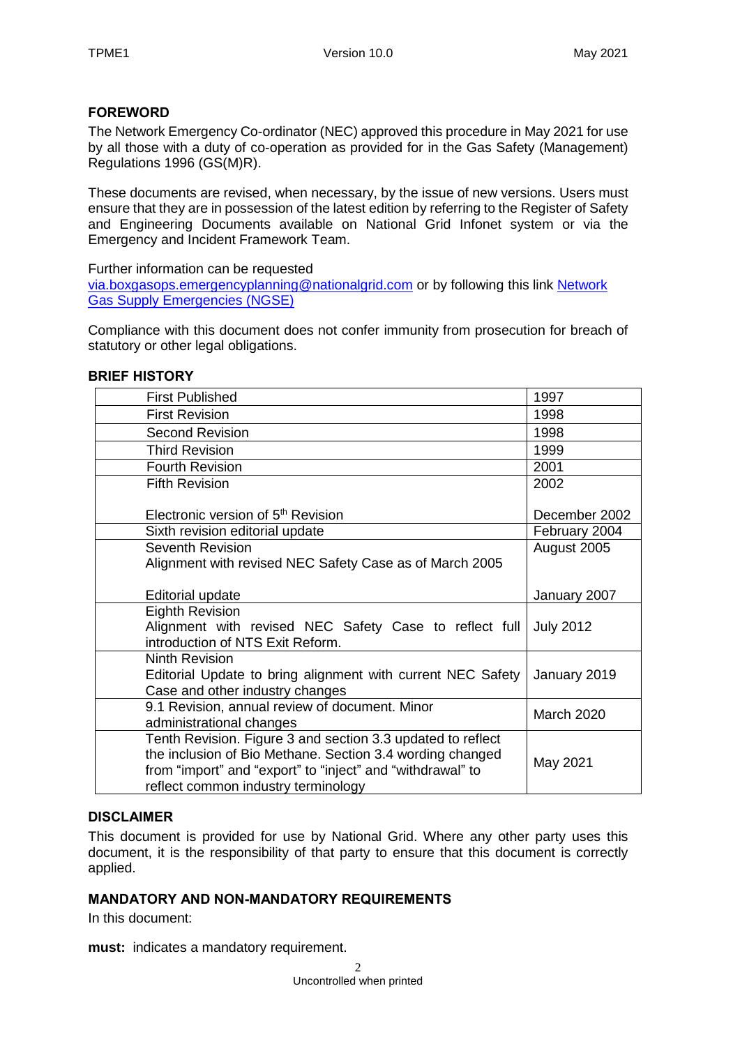## FOREWORD

The Network Emergency Co-ordinator (NEC) approved this procedure in May 2021 for use by all those with a duty of co-operation as provided for in the Gas Safety (Management) Regulations 1996 (GS(M)R).

These documents are revised, when necessary, by the issue of new versions. Users must ensure that they are in possession of the latest edition by referring to the Register of Safety and Engineering Documents available on National Grid Infonet system or via the Emergency and Incident Framework Team.

Further information can be requested via.boxgasops.emergencyplanning@nationalgrid.com or by following this link Network Gas Supply Emergencies (NGSE)

Compliance with this document does not confer immunity from prosecution for breach of statutory or other legal obligations.

## BRIEF HISTORY

| | |
|---|---|
| First Published | 1997 |
| First Revision | 1998 |
| Second Revision | 1998 |
| Third Revision | 1999 |
| Fourth Revision | 2001 |
| Fifth Revision<br><br>Electronic version of 5th Revision | 2002<br><br>December 2002 |
| Sixth revision editorial update | February 2004 |
| Seventh Revision<br>Alignment with revised NEC Safety Case as of March 2005<br><br>Editorial update | August 2005<br><br><br>January 2007 |
| Eighth Revision<br>Alignment with revised NEC Safety Case to reflect full introduction of NTS Exit Reform. | July 2012 |
| Ninth Revision<br>Editorial Update to bring alignment with current NEC Safety Case and other industry changes | January 2019 |
| 9.1 Revision, annual review of document. Minor administrational changes | March 2020 |
| Tenth Revision. Figure 3 and section 3.3 updated to reflect the inclusion of Bio Methane. Section 3.4 wording changed from "import" and "export" to "inject" and "withdrawal" to reflect common industry terminology | May 2021 |

## DISCLAIMER

This document is provided for use by National Grid. Where any other party uses this document, it is the responsibility of that party to ensure that this document is correctly applied.

## MANDATORY AND NON-MANDATORY REQUIREMENTS

In this document:

**must:** indicates a mandatory requirement.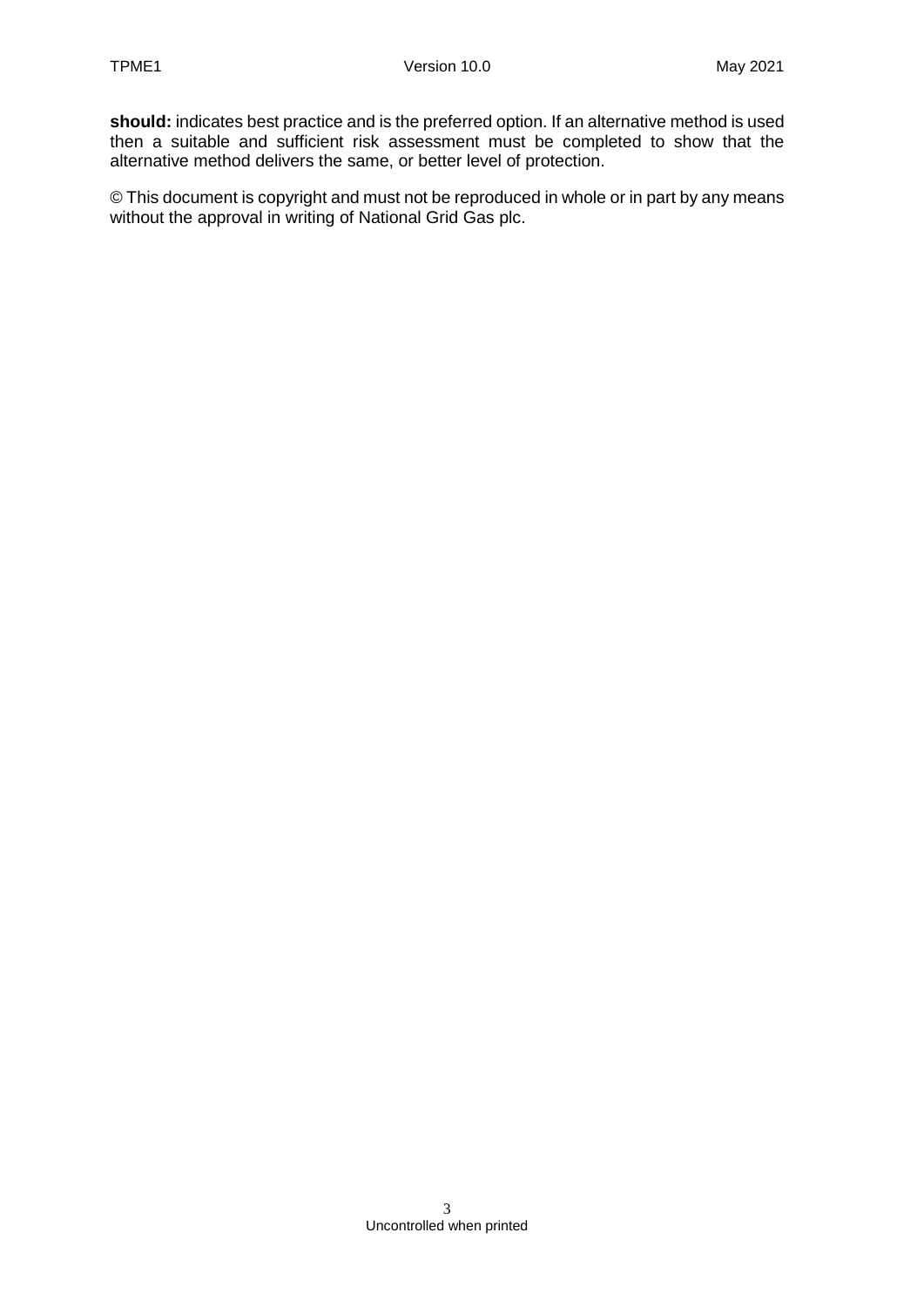**should:** indicates best practice and is the preferred option. If an alternative method is used then a suitable and sufficient risk assessment must be completed to show that the alternative method delivers the same, or better level of protection.

© This document is copyright and must not be reproduced in whole or in part by any means without the approval in writing of National Grid Gas plc.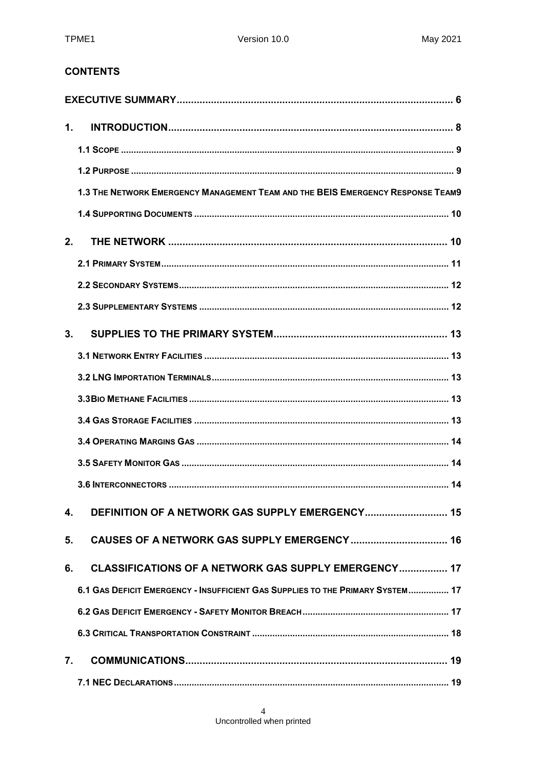**CONTENTS**

| | |
|---|---|
| **EXECUTIVE SUMMARY** | **6** |
| **1. INTRODUCTION** | **8** |
| 1.1 SCOPE | 9 |
| 1.2 PURPOSE | 9 |
| 1.3 THE NETWORK EMERGENCY MANAGEMENT TEAM AND THE BEIS EMERGENCY RESPONSE TEAM | 9 |
| 1.4 SUPPORTING DOCUMENTS | 10 |
| **2. THE NETWORK** | **10** |
| 2.1 PRIMARY SYSTEM | 11 |
| 2.2 SECONDARY SYSTEMS | 12 |
| 2.3 SUPPLEMENTARY SYSTEMS | 12 |
| **3. SUPPLIES TO THE PRIMARY SYSTEM** | **13** |
| 3.1 NETWORK ENTRY FACILITIES | 13 |
| 3.2 LNG IMPORTATION TERMINALS | 13 |
| 3.3 BIO METHANE FACILITIES | 13 |
| 3.4 GAS STORAGE FACILITIES | 13 |
| 3.4 OPERATING MARGINS GAS | 14 |
| 3.5 SAFETY MONITOR GAS | 14 |
| 3.6 INTERCONNECTORS | 14 |
| **4. DEFINITION OF A NETWORK GAS SUPPLY EMERGENCY** | **15** |
| **5. CAUSES OF A NETWORK GAS SUPPLY EMERGENCY** | **16** |
| **6. CLASSIFICATIONS OF A NETWORK GAS SUPPLY EMERGENCY** | **17** |
| 6.1 GAS DEFICIT EMERGENCY - INSUFFICIENT GAS SUPPLIES TO THE PRIMARY SYSTEM | 17 |
| 6.2 GAS DEFICIT EMERGENCY - SAFETY MONITOR BREACH | 17 |
| 6.3 CRITICAL TRANSPORTATION CONSTRAINT | 18 |
| **7. COMMUNICATIONS** | **19** |
| 7.1 NEC DECLARATIONS | 19 |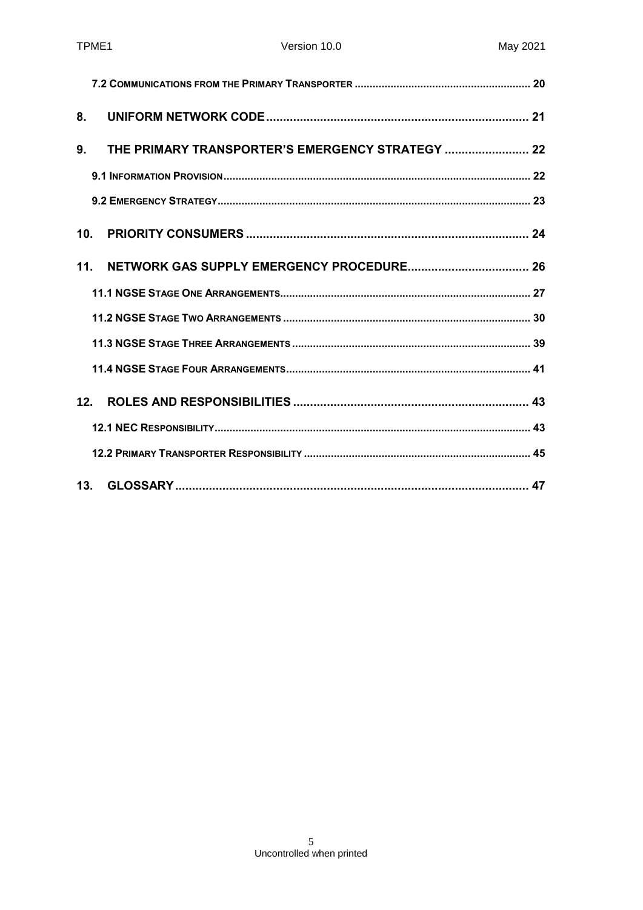7.2 COMMUNICATIONS FROM THE PRIMARY TRANSPORTER ........................................................ 20

**8. UNIFORM NETWORK CODE ........................................................................... 21**

**9. THE PRIMARY TRANSPORTER'S EMERGENCY STRATEGY ........................ 22**

9.1 INFORMATION PROVISION ........................................................................................ 22

9.2 EMERGENCY STRATEGY .......................................................................................... 23

**10. PRIORITY CONSUMERS ................................................................................. 24**

**11. NETWORK GAS SUPPLY EMERGENCY PROCEDURE .................................. 26**

11.1 NGSE STAGE ONE ARRANGEMENTS ........................................................................ 27

11.2 NGSE STAGE TWO ARRANGEMENTS ........................................................................ 30

11.3 NGSE STAGE THREE ARRANGEMENTS ..................................................................... 39

11.4 NGSE STAGE FOUR ARRANGEMENTS ....................................................................... 41

**12. ROLES AND RESPONSIBILITIES .................................................................... 43**

12.1 NEC RESPONSIBILITY ............................................................................................. 43

12.2 PRIMARY TRANSPORTER RESPONSIBILITY ................................................................ 45

**13. GLOSSARY ...................................................................................................... 47**

Uncontrolled when printed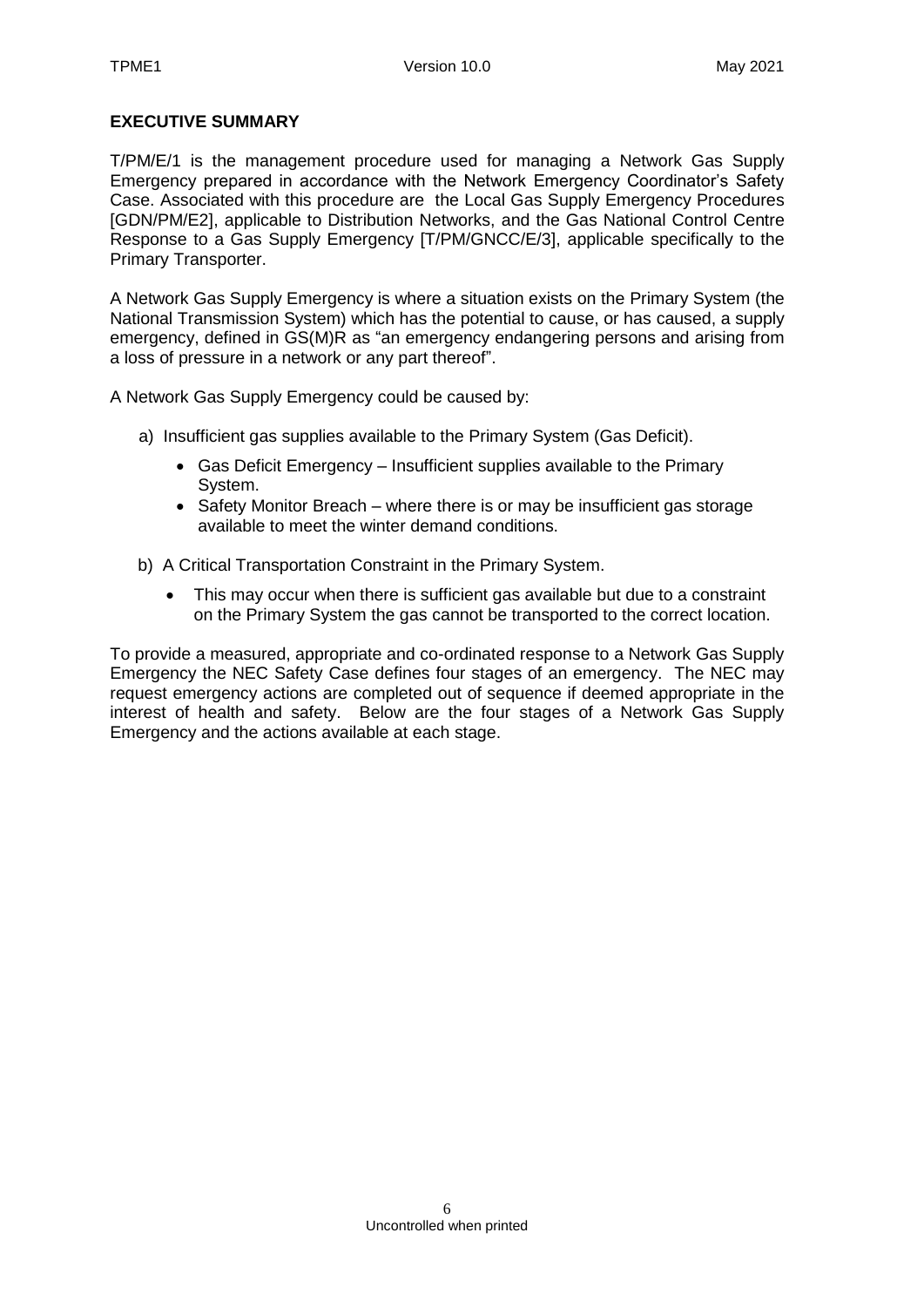## EXECUTIVE SUMMARY

T/PM/E/1 is the management procedure used for managing a Network Gas Supply Emergency prepared in accordance with the Network Emergency Coordinator's Safety Case. Associated with this procedure are the Local Gas Supply Emergency Procedures [GDN/PM/E2], applicable to Distribution Networks, and the Gas National Control Centre Response to a Gas Supply Emergency [T/PM/GNCC/E/3], applicable specifically to the Primary Transporter.

A Network Gas Supply Emergency is where a situation exists on the Primary System (the National Transmission System) which has the potential to cause, or has caused, a supply emergency, defined in GS(M)R as "an emergency endangering persons and arising from a loss of pressure in a network or any part thereof".

A Network Gas Supply Emergency could be caused by:

a) Insufficient gas supplies available to the Primary System (Gas Deficit).
   - Gas Deficit Emergency – Insufficient supplies available to the Primary System.
   - Safety Monitor Breach – where there is or may be insufficient gas storage available to meet the winter demand conditions.

b) A Critical Transportation Constraint in the Primary System.
   - This may occur when there is sufficient gas available but due to a constraint on the Primary System the gas cannot be transported to the correct location.

To provide a measured, appropriate and co-ordinated response to a Network Gas Supply Emergency the NEC Safety Case defines four stages of an emergency. The NEC may request emergency actions are completed out of sequence if deemed appropriate in the interest of health and safety. Below are the four stages of a Network Gas Supply Emergency and the actions available at each stage.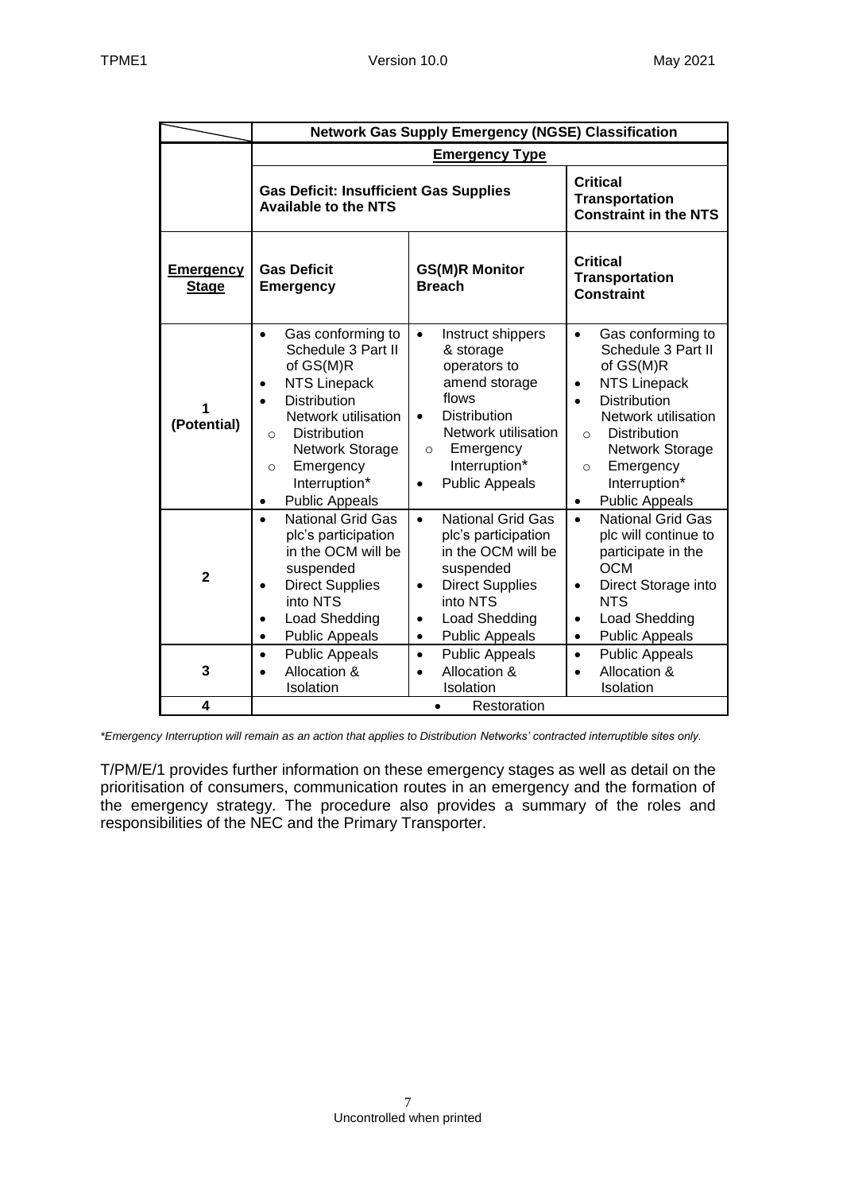| | **Network Gas Supply Emergency (NGSE) Classification** | | |
|---|---|---|---|
| | **Emergency Type** | | |
| | **Gas Deficit: Insufficient Gas Supplies Available to the NTS** | | **Critical Transportation Constraint in the NTS** |
| **Emergency Stage** | **Gas Deficit Emergency** | **GS(M)R Monitor Breach** | **Critical Transportation Constraint** |
| **1 (Potential)** | • Gas conforming to Schedule 3 Part II of GS(M)R<br>• NTS Linepack<br>• Distribution Network utilisation<br>  ○ Distribution Network Storage<br>  ○ Emergency Interruption*<br>• Public Appeals | • Instruct shippers & storage operators to amend storage flows<br>• Distribution Network utilisation<br>  ○ Emergency Interruption*<br>• Public Appeals | • Gas conforming to Schedule 3 Part II of GS(M)R<br>• NTS Linepack<br>• Distribution Network utilisation<br>  ○ Distribution Network Storage<br>  ○ Emergency Interruption*<br>• Public Appeals |
| **2** | • National Grid Gas plc's participation in the OCM will be suspended<br>• Direct Supplies into NTS<br>• Load Shedding<br>• Public Appeals | • National Grid Gas plc's participation in the OCM will be suspended<br>• Direct Supplies into NTS<br>• Load Shedding<br>• Public Appeals | • National Grid Gas plc will continue to participate in the OCM<br>• Direct Storage into NTS<br>• Load Shedding<br>• Public Appeals |
| **3** | • Public Appeals<br>• Allocation & Isolation | • Public Appeals<br>• Allocation & Isolation | • Public Appeals<br>• Allocation & Isolation |
| **4** | • Restoration | | |

*\*Emergency Interruption will remain as an action that applies to Distribution Networks' contracted interruptible sites only.*

T/PM/E/1 provides further information on these emergency stages as well as detail on the prioritisation of consumers, communication routes in an emergency and the formation of the emergency strategy. The procedure also provides a summary of the roles and responsibilities of the NEC and the Primary Transporter.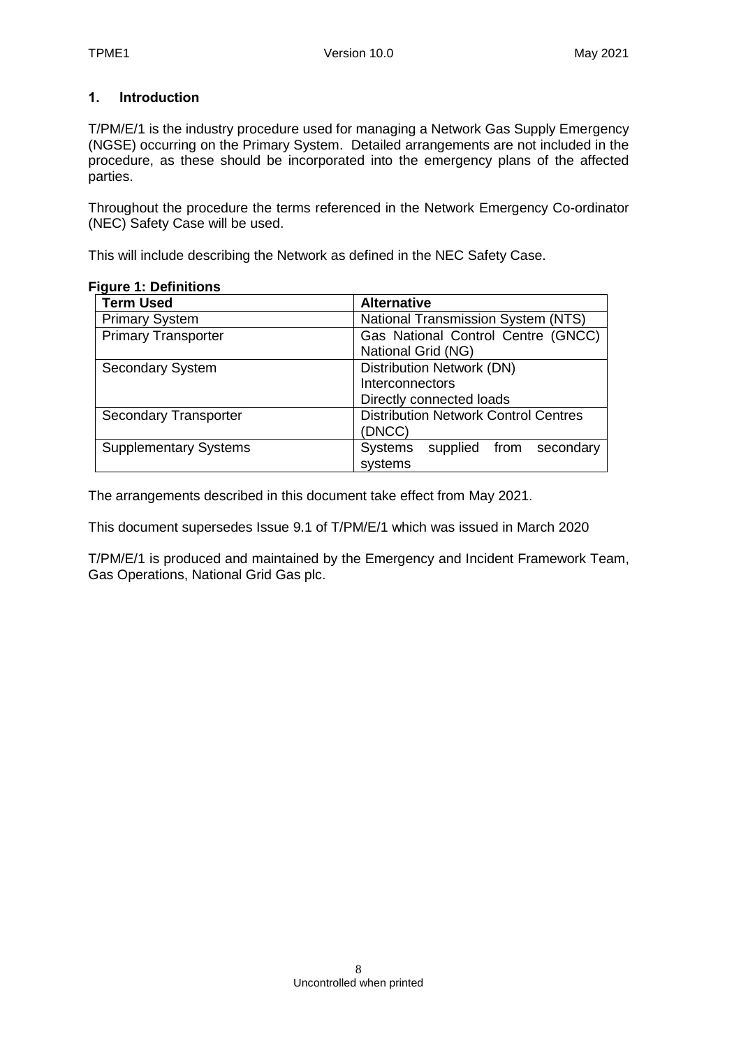## 1. Introduction

T/PM/E/1 is the industry procedure used for managing a Network Gas Supply Emergency (NGSE) occurring on the Primary System. Detailed arrangements are not included in the procedure, as these should be incorporated into the emergency plans of the affected parties.

Throughout the procedure the terms referenced in the Network Emergency Co-ordinator (NEC) Safety Case will be used.

This will include describing the Network as defined in the NEC Safety Case.

**Figure 1: Definitions**

| Term Used | Alternative |
|---|---|
| Primary System | National Transmission System (NTS) |
| Primary Transporter | Gas National Control Centre (GNCC)<br>National Grid (NG) |
| Secondary System | Distribution Network (DN)<br>Interconnectors<br>Directly connected loads |
| Secondary Transporter | Distribution Network Control Centres (DNCC) |
| Supplementary Systems | Systems supplied from secondary systems |

The arrangements described in this document take effect from May 2021.

This document supersedes Issue 9.1 of T/PM/E/1 which was issued in March 2020

T/PM/E/1 is produced and maintained by the Emergency and Incident Framework Team, Gas Operations, National Grid Gas plc.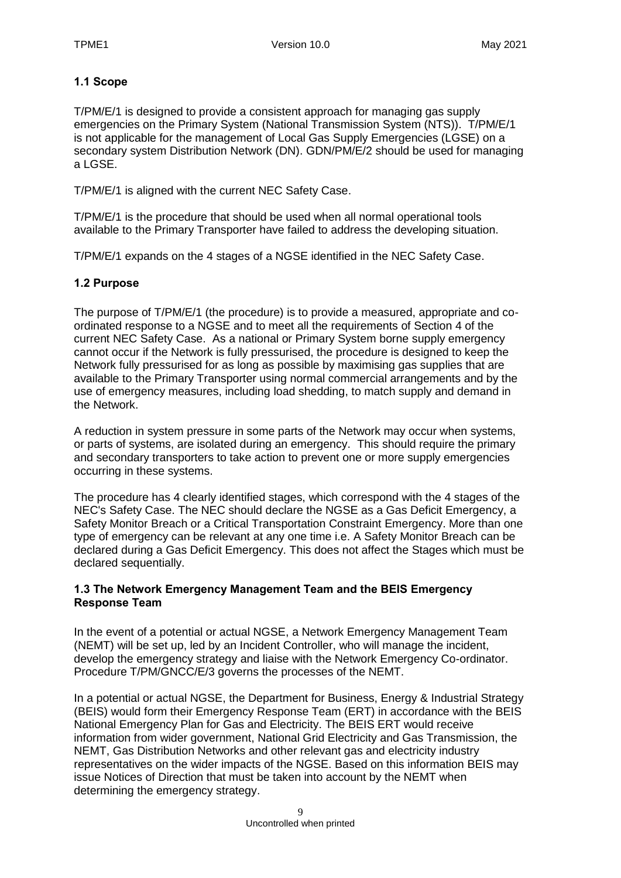## 1.1 Scope

T/PM/E/1 is designed to provide a consistent approach for managing gas supply emergencies on the Primary System (National Transmission System (NTS)). T/PM/E/1 is not applicable for the management of Local Gas Supply Emergencies (LGSE) on a secondary system Distribution Network (DN). GDN/PM/E/2 should be used for managing a LGSE.

T/PM/E/1 is aligned with the current NEC Safety Case.

T/PM/E/1 is the procedure that should be used when all normal operational tools available to the Primary Transporter have failed to address the developing situation.

T/PM/E/1 expands on the 4 stages of a NGSE identified in the NEC Safety Case.

## 1.2 Purpose

The purpose of T/PM/E/1 (the procedure) is to provide a measured, appropriate and co-ordinated response to a NGSE and to meet all the requirements of Section 4 of the current NEC Safety Case. As a national or Primary System borne supply emergency cannot occur if the Network is fully pressurised, the procedure is designed to keep the Network fully pressurised for as long as possible by maximising gas supplies that are available to the Primary Transporter using normal commercial arrangements and by the use of emergency measures, including load shedding, to match supply and demand in the Network.

A reduction in system pressure in some parts of the Network may occur when systems, or parts of systems, are isolated during an emergency. This should require the primary and secondary transporters to take action to prevent one or more supply emergencies occurring in these systems.

The procedure has 4 clearly identified stages, which correspond with the 4 stages of the NEC's Safety Case. The NEC should declare the NGSE as a Gas Deficit Emergency, a Safety Monitor Breach or a Critical Transportation Constraint Emergency. More than one type of emergency can be relevant at any one time i.e. A Safety Monitor Breach can be declared during a Gas Deficit Emergency. This does not affect the Stages which must be declared sequentially.

## 1.3 The Network Emergency Management Team and the BEIS Emergency Response Team

In the event of a potential or actual NGSE, a Network Emergency Management Team (NEMT) will be set up, led by an Incident Controller, who will manage the incident, develop the emergency strategy and liaise with the Network Emergency Co-ordinator. Procedure T/PM/GNCC/E/3 governs the processes of the NEMT.

In a potential or actual NGSE, the Department for Business, Energy & Industrial Strategy (BEIS) would form their Emergency Response Team (ERT) in accordance with the BEIS National Emergency Plan for Gas and Electricity. The BEIS ERT would receive information from wider government, National Grid Electricity and Gas Transmission, the NEMT, Gas Distribution Networks and other relevant gas and electricity industry representatives on the wider impacts of the NGSE. Based on this information BEIS may issue Notices of Direction that must be taken into account by the NEMT when determining the emergency strategy.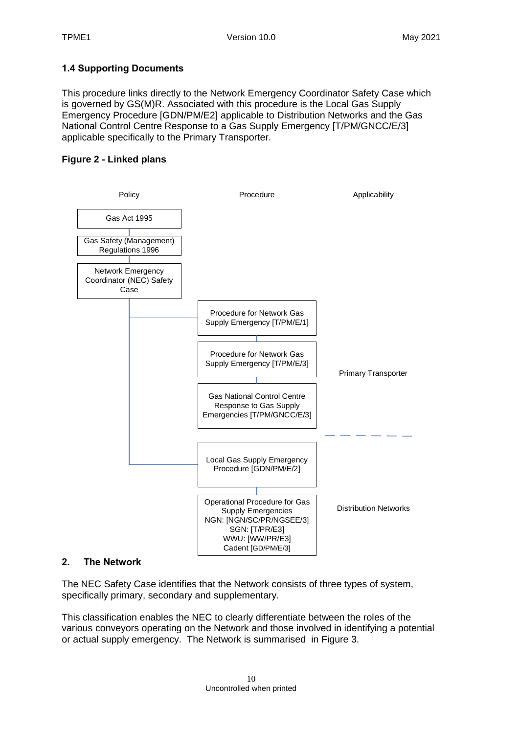### 1.4 Supporting Documents

This procedure links directly to the Network Emergency Coordinator Safety Case which is governed by GS(M)R. Associated with this procedure is the Local Gas Supply Emergency Procedure [GDN/PM/E2] applicable to Distribution Networks and the Gas National Control Centre Response to a Gas Supply Emergency [T/PM/GNCC/E/3] applicable specifically to the Primary Transporter.

**Figure 2 - Linked plans**

| Policy | Procedure | Applicability |
|---|---|---|
| Gas Act 1995 | | |
| Gas Safety (Management) Regulations 1996 | | |
| Network Emergency Coordinator (NEC) Safety Case | | |
| | Procedure for Network Gas Supply Emergency [T/PM/E/1] | Primary Transporter |
| | Procedure for Network Gas Supply Emergency [T/PM/E/3] | Primary Transporter |
| | Gas National Control Centre Response to Gas Supply Emergencies [T/PM/GNCC/E/3] | Primary Transporter |
| | Local Gas Supply Emergency Procedure [GDN/PM/E/2] | Distribution Networks |
| | Operational Procedure for Gas Supply Emergencies NGN: [NGN/SC/PR/NGSEE/3] SGN: [T/PR/E3] WWU: [WW/PR/E3] Cadent [GD/PM/E/3] | Distribution Networks |

## 2. The Network

The NEC Safety Case identifies that the Network consists of three types of system, specifically primary, secondary and supplementary.

This classification enables the NEC to clearly differentiate between the roles of the various conveyors operating on the Network and those involved in identifying a potential or actual supply emergency. The Network is summarised in Figure 3.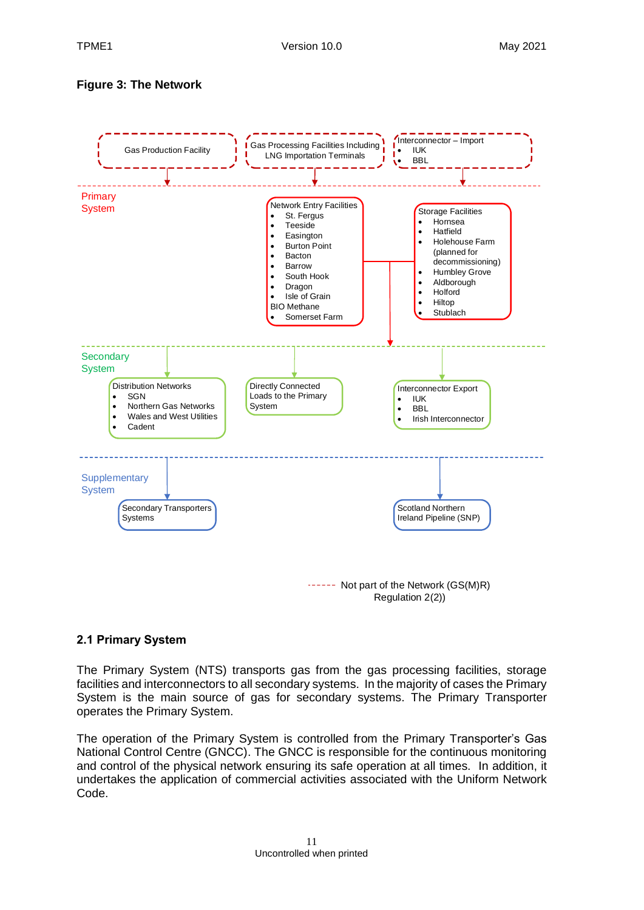**Figure 3: The Network**

Gas Production Facility

Gas Processing Facilities Including LNG Importation Terminals

Interconnector – Import
- IUK
- BBL

Primary System

Network Entry Facilities
- St. Fergus
- Teeside
- Easington
- Burton Point
- Bacton
- Barrow
- South Hook
- Dragon
- Isle of Grain

BIO Methane
- Somerset Farm

Storage Facilities
- Hornsea
- Hatfield
- Holehouse Farm (planned for decommissioning)
- Humbley Grove
- Aldborough
- Holford
- Hiltop
- Stublach

Secondary System

Distribution Networks
- SGN
- Northern Gas Networks
- Wales and West Utilities
- Cadent

Directly Connected Loads to the Primary System

Interconnector Export
- IUK
- BBL
- Irish Interconnector

Supplementary System

Secondary Transporters Systems

Scotland Northern Ireland Pipeline (SNP)

------ Not part of the Network (GS(M)R) Regulation 2(2))

## 2.1 Primary System

The Primary System (NTS) transports gas from the gas processing facilities, storage facilities and interconnectors to all secondary systems. In the majority of cases the Primary System is the main source of gas for secondary systems. The Primary Transporter operates the Primary System.

The operation of the Primary System is controlled from the Primary Transporter's Gas National Control Centre (GNCC). The GNCC is responsible for the continuous monitoring and control of the physical network ensuring its safe operation at all times. In addition, it undertakes the application of commercial activities associated with the Uniform Network Code.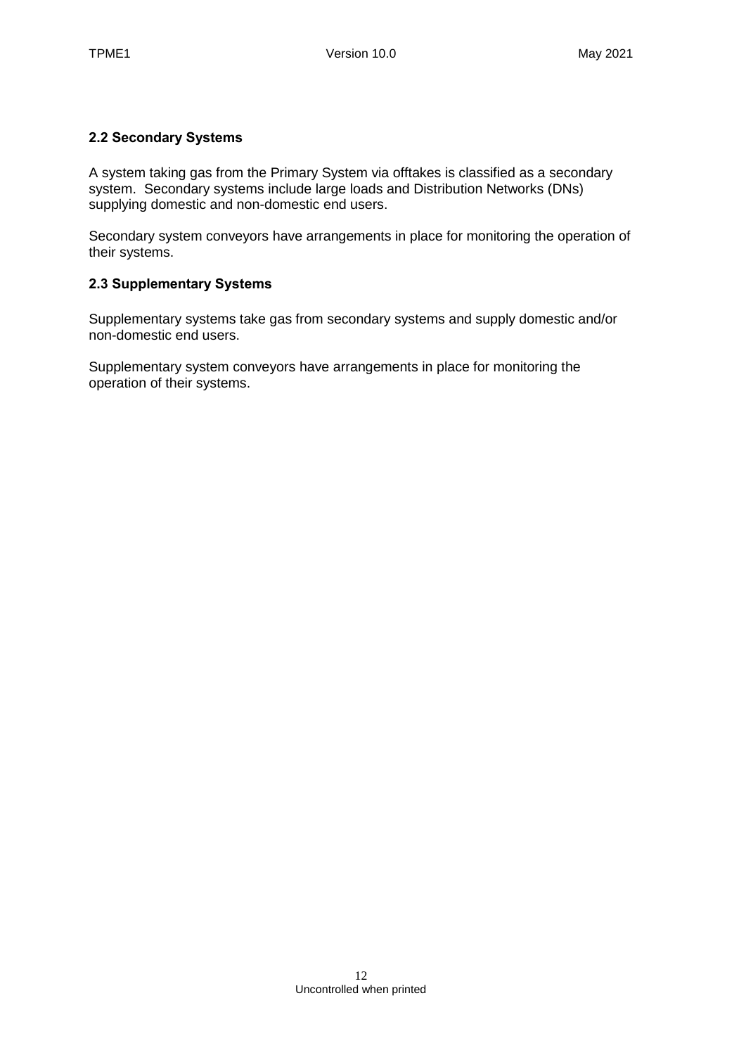### 2.2 Secondary Systems

A system taking gas from the Primary System via offtakes is classified as a secondary system. Secondary systems include large loads and Distribution Networks (DNs) supplying domestic and non-domestic end users.

Secondary system conveyors have arrangements in place for monitoring the operation of their systems.

### 2.3 Supplementary Systems

Supplementary systems take gas from secondary systems and supply domestic and/or non-domestic end users.

Supplementary system conveyors have arrangements in place for monitoring the operation of their systems.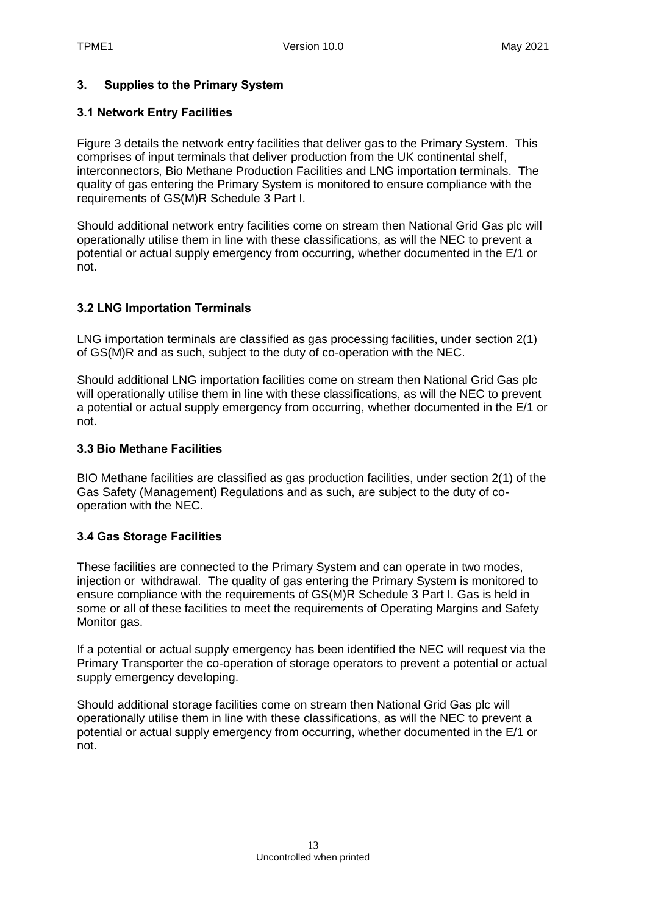## 3. Supplies to the Primary System

### 3.1 Network Entry Facilities

Figure 3 details the network entry facilities that deliver gas to the Primary System. This comprises of input terminals that deliver production from the UK continental shelf, interconnectors, Bio Methane Production Facilities and LNG importation terminals. The quality of gas entering the Primary System is monitored to ensure compliance with the requirements of GS(M)R Schedule 3 Part I.

Should additional network entry facilities come on stream then National Grid Gas plc will operationally utilise them in line with these classifications, as will the NEC to prevent a potential or actual supply emergency from occurring, whether documented in the E/1 or not.

### 3.2 LNG Importation Terminals

LNG importation terminals are classified as gas processing facilities, under section 2(1) of GS(M)R and as such, subject to the duty of co-operation with the NEC.

Should additional LNG importation facilities come on stream then National Grid Gas plc will operationally utilise them in line with these classifications, as will the NEC to prevent a potential or actual supply emergency from occurring, whether documented in the E/1 or not.

### 3.3 Bio Methane Facilities

BIO Methane facilities are classified as gas production facilities, under section 2(1) of the Gas Safety (Management) Regulations and as such, are subject to the duty of co-operation with the NEC.

### 3.4 Gas Storage Facilities

These facilities are connected to the Primary System and can operate in two modes, injection or withdrawal. The quality of gas entering the Primary System is monitored to ensure compliance with the requirements of GS(M)R Schedule 3 Part I. Gas is held in some or all of these facilities to meet the requirements of Operating Margins and Safety Monitor gas.

If a potential or actual supply emergency has been identified the NEC will request via the Primary Transporter the co-operation of storage operators to prevent a potential or actual supply emergency developing.

Should additional storage facilities come on stream then National Grid Gas plc will operationally utilise them in line with these classifications, as will the NEC to prevent a potential or actual supply emergency from occurring, whether documented in the E/1 or not.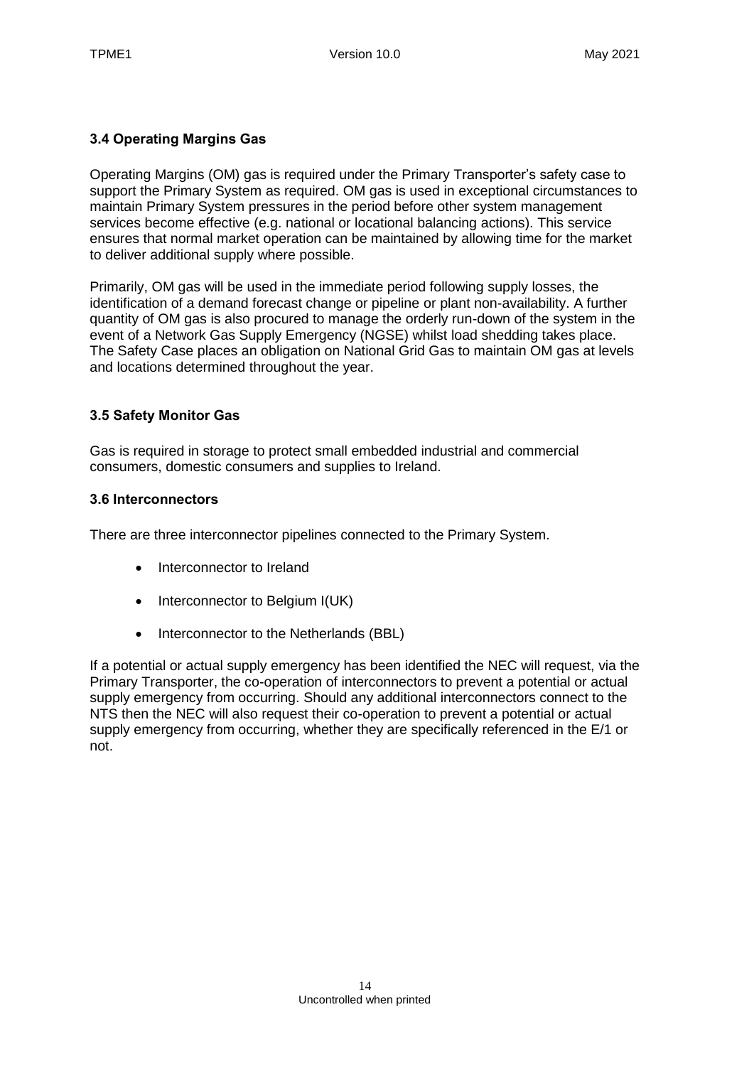### 3.4 Operating Margins Gas

Operating Margins (OM) gas is required under the Primary Transporter's safety case to support the Primary System as required. OM gas is used in exceptional circumstances to maintain Primary System pressures in the period before other system management services become effective (e.g. national or locational balancing actions). This service ensures that normal market operation can be maintained by allowing time for the market to deliver additional supply where possible.

Primarily, OM gas will be used in the immediate period following supply losses, the identification of a demand forecast change or pipeline or plant non-availability. A further quantity of OM gas is also procured to manage the orderly run-down of the system in the event of a Network Gas Supply Emergency (NGSE) whilst load shedding takes place. The Safety Case places an obligation on National Grid Gas to maintain OM gas at levels and locations determined throughout the year.

### 3.5 Safety Monitor Gas

Gas is required in storage to protect small embedded industrial and commercial consumers, domestic consumers and supplies to Ireland.

### 3.6 Interconnectors

There are three interconnector pipelines connected to the Primary System.

- Interconnector to Ireland
- Interconnector to Belgium I(UK)
- Interconnector to the Netherlands (BBL)

If a potential or actual supply emergency has been identified the NEC will request, via the Primary Transporter, the co-operation of interconnectors to prevent a potential or actual supply emergency from occurring. Should any additional interconnectors connect to the NTS then the NEC will also request their co-operation to prevent a potential or actual supply emergency from occurring, whether they are specifically referenced in the E/1 or not.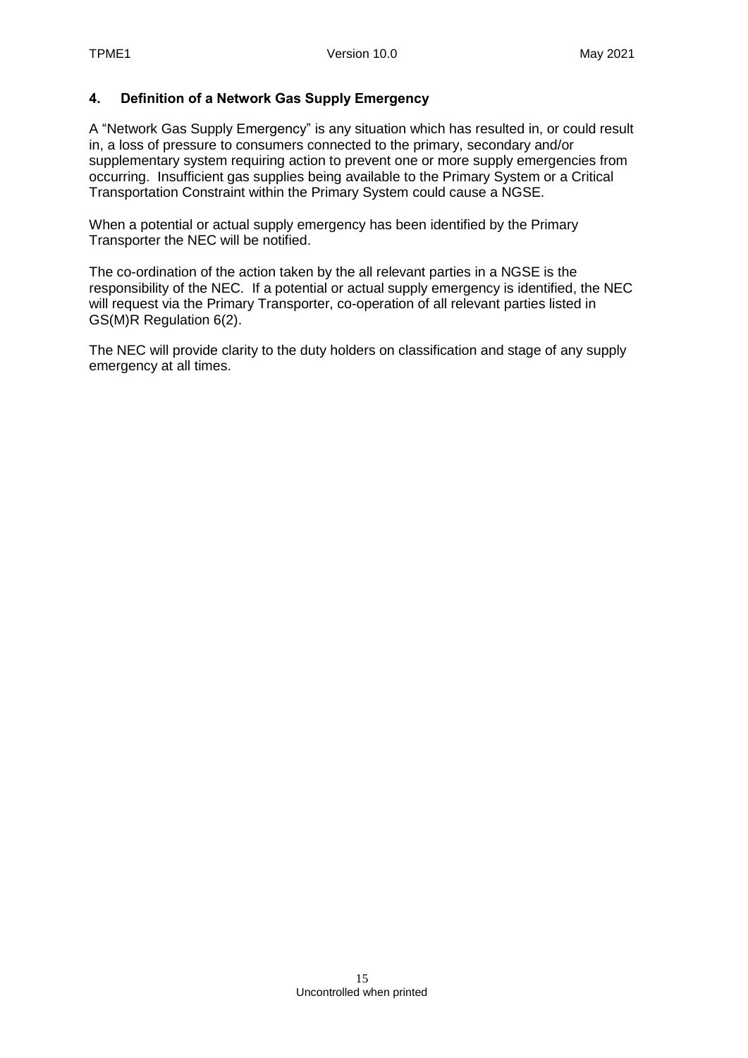## 4. Definition of a Network Gas Supply Emergency

A "Network Gas Supply Emergency" is any situation which has resulted in, or could result in, a loss of pressure to consumers connected to the primary, secondary and/or supplementary system requiring action to prevent one or more supply emergencies from occurring. Insufficient gas supplies being available to the Primary System or a Critical Transportation Constraint within the Primary System could cause a NGSE.

When a potential or actual supply emergency has been identified by the Primary Transporter the NEC will be notified.

The co-ordination of the action taken by the all relevant parties in a NGSE is the responsibility of the NEC. If a potential or actual supply emergency is identified, the NEC will request via the Primary Transporter, co-operation of all relevant parties listed in GS(M)R Regulation 6(2).

The NEC will provide clarity to the duty holders on classification and stage of any supply emergency at all times.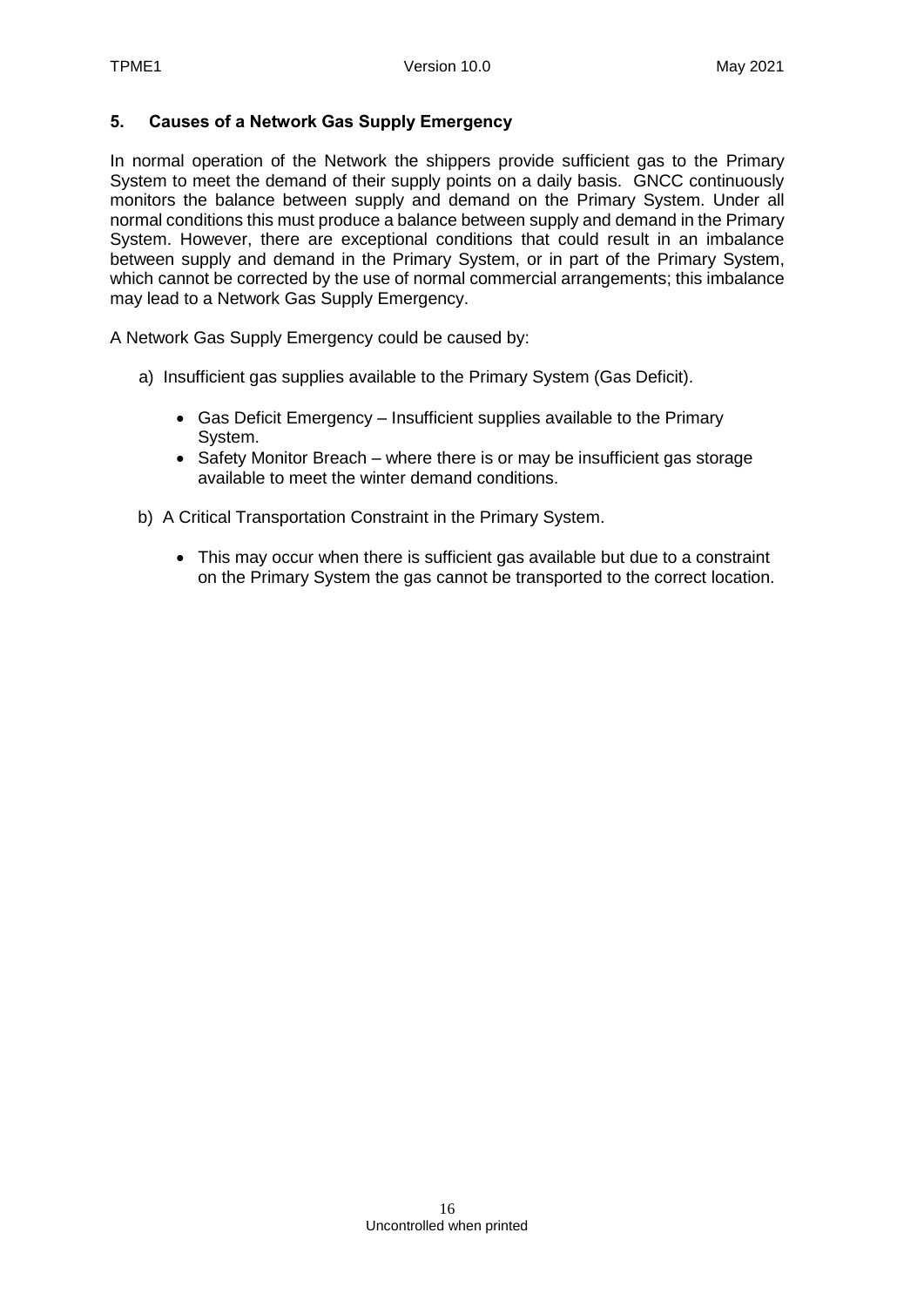## 5. Causes of a Network Gas Supply Emergency

In normal operation of the Network the shippers provide sufficient gas to the Primary System to meet the demand of their supply points on a daily basis. GNCC continuously monitors the balance between supply and demand on the Primary System. Under all normal conditions this must produce a balance between supply and demand in the Primary System. However, there are exceptional conditions that could result in an imbalance between supply and demand in the Primary System, or in part of the Primary System, which cannot be corrected by the use of normal commercial arrangements; this imbalance may lead to a Network Gas Supply Emergency.

A Network Gas Supply Emergency could be caused by:

a) Insufficient gas supplies available to the Primary System (Gas Deficit).

- Gas Deficit Emergency – Insufficient supplies available to the Primary System.
- Safety Monitor Breach – where there is or may be insufficient gas storage available to meet the winter demand conditions.

b) A Critical Transportation Constraint in the Primary System.

- This may occur when there is sufficient gas available but due to a constraint on the Primary System the gas cannot be transported to the correct location.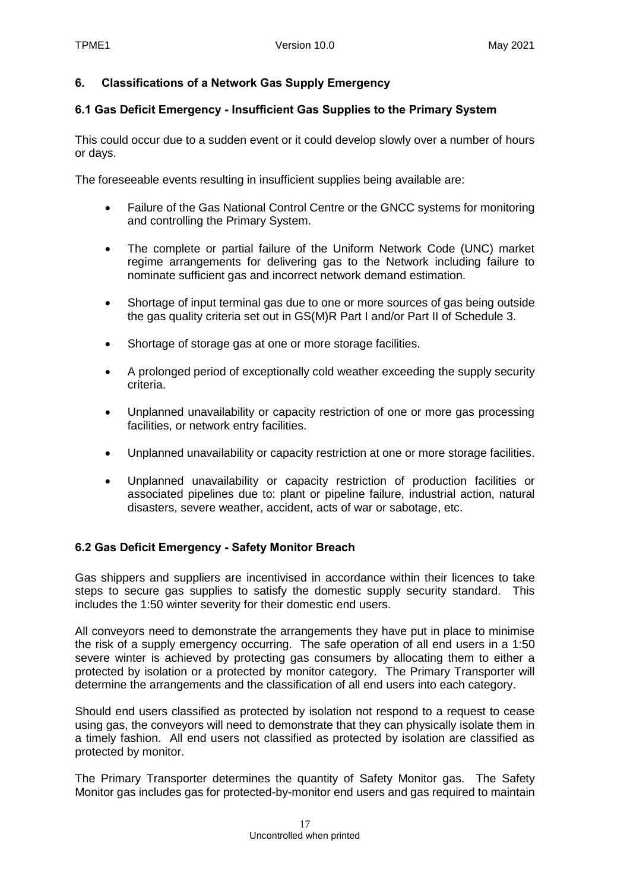## 6. Classifications of a Network Gas Supply Emergency

### 6.1 Gas Deficit Emergency - Insufficient Gas Supplies to the Primary System

This could occur due to a sudden event or it could develop slowly over a number of hours or days.

The foreseeable events resulting in insufficient supplies being available are:

- Failure of the Gas National Control Centre or the GNCC systems for monitoring and controlling the Primary System.
- The complete or partial failure of the Uniform Network Code (UNC) market regime arrangements for delivering gas to the Network including failure to nominate sufficient gas and incorrect network demand estimation.
- Shortage of input terminal gas due to one or more sources of gas being outside the gas quality criteria set out in GS(M)R Part I and/or Part II of Schedule 3.
- Shortage of storage gas at one or more storage facilities.
- A prolonged period of exceptionally cold weather exceeding the supply security criteria.
- Unplanned unavailability or capacity restriction of one or more gas processing facilities, or network entry facilities.
- Unplanned unavailability or capacity restriction at one or more storage facilities.
- Unplanned unavailability or capacity restriction of production facilities or associated pipelines due to: plant or pipeline failure, industrial action, natural disasters, severe weather, accident, acts of war or sabotage, etc.

### 6.2 Gas Deficit Emergency - Safety Monitor Breach

Gas shippers and suppliers are incentivised in accordance within their licences to take steps to secure gas supplies to satisfy the domestic supply security standard. This includes the 1:50 winter severity for their domestic end users.

All conveyors need to demonstrate the arrangements they have put in place to minimise the risk of a supply emergency occurring. The safe operation of all end users in a 1:50 severe winter is achieved by protecting gas consumers by allocating them to either a protected by isolation or a protected by monitor category. The Primary Transporter will determine the arrangements and the classification of all end users into each category.

Should end users classified as protected by isolation not respond to a request to cease using gas, the conveyors will need to demonstrate that they can physically isolate them in a timely fashion. All end users not classified as protected by isolation are classified as protected by monitor.

The Primary Transporter determines the quantity of Safety Monitor gas. The Safety Monitor gas includes gas for protected-by-monitor end users and gas required to maintain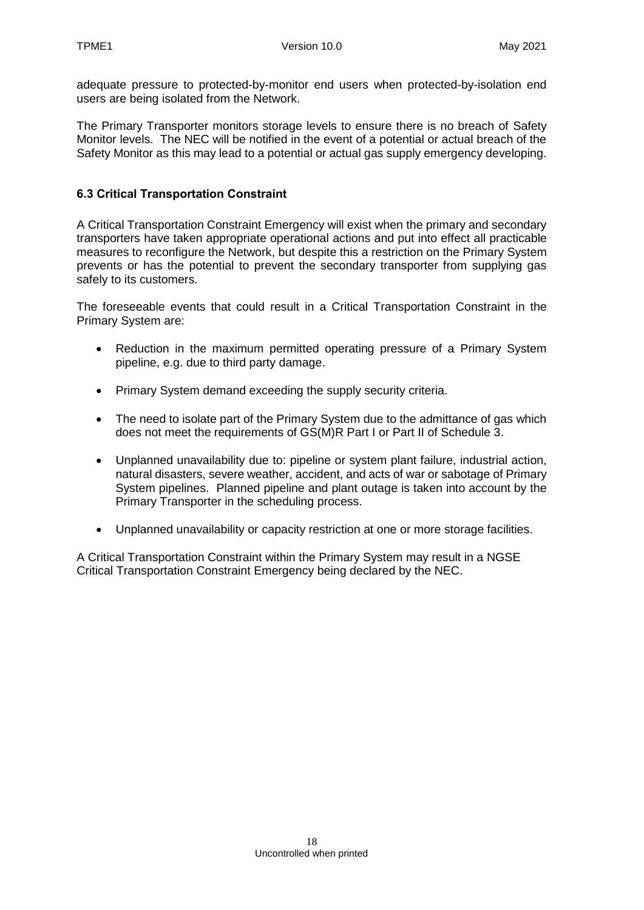adequate pressure to protected-by-monitor end users when protected-by-isolation end users are being isolated from the Network.

The Primary Transporter monitors storage levels to ensure there is no breach of Safety Monitor levels. The NEC will be notified in the event of a potential or actual breach of the Safety Monitor as this may lead to a potential or actual gas supply emergency developing.

### 6.3 Critical Transportation Constraint

A Critical Transportation Constraint Emergency will exist when the primary and secondary transporters have taken appropriate operational actions and put into effect all practicable measures to reconfigure the Network, but despite this a restriction on the Primary System prevents or has the potential to prevent the secondary transporter from supplying gas safely to its customers.

The foreseeable events that could result in a Critical Transportation Constraint in the Primary System are:

- Reduction in the maximum permitted operating pressure of a Primary System pipeline, e.g. due to third party damage.
- Primary System demand exceeding the supply security criteria.
- The need to isolate part of the Primary System due to the admittance of gas which does not meet the requirements of GS(M)R Part I or Part II of Schedule 3.
- Unplanned unavailability due to: pipeline or system plant failure, industrial action, natural disasters, severe weather, accident, and acts of war or sabotage of Primary System pipelines. Planned pipeline and plant outage is taken into account by the Primary Transporter in the scheduling process.
- Unplanned unavailability or capacity restriction at one or more storage facilities.

A Critical Transportation Constraint within the Primary System may result in a NGSE Critical Transportation Constraint Emergency being declared by the NEC.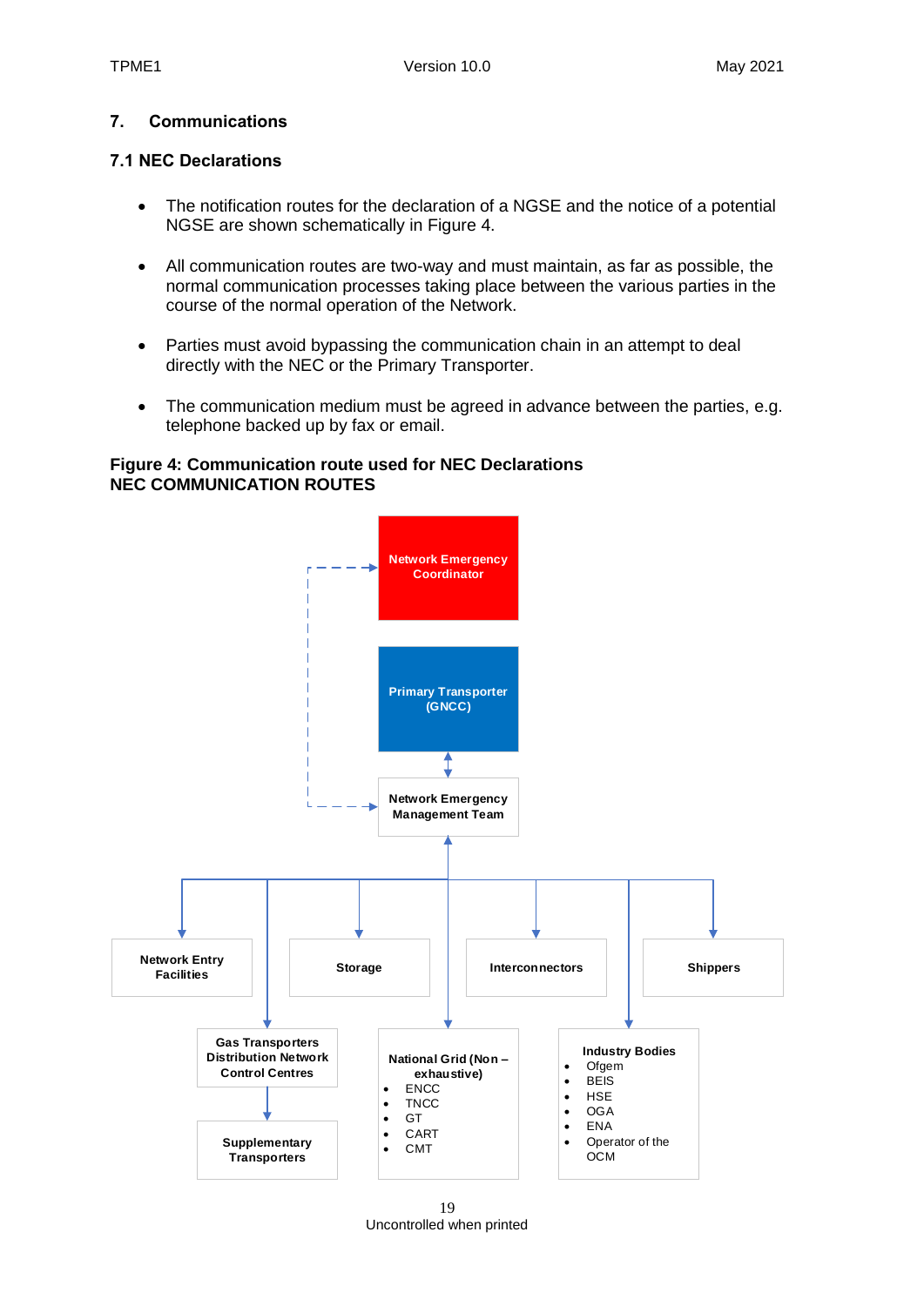# 7. Communications

## 7.1 NEC Declarations

- The notification routes for the declaration of a NGSE and the notice of a potential NGSE are shown schematically in Figure 4.
- All communication routes are two-way and must maintain, as far as possible, the normal communication processes taking place between the various parties in the course of the normal operation of the Network.
- Parties must avoid bypassing the communication chain in an attempt to deal directly with the NEC or the Primary Transporter.
- The communication medium must be agreed in advance between the parties, e.g. telephone backed up by fax or email.

**Figure 4: Communication route used for NEC Declarations**
**NEC COMMUNICATION ROUTES**

Network Emergency Coordinator

Primary Transporter (GNCC)

Network Emergency Management Team

Network Entry Facilities

Storage

Interconnectors

Shippers

Gas Transporters Distribution Network Control Centres

Supplementary Transporters

National Grid (Non – exhaustive)
- ENCC
- TNCC
- GT
- CART
- CMT

Industry Bodies
- Ofgem
- BEIS
- HSE
- OGA
- ENA
- Operator of the OCM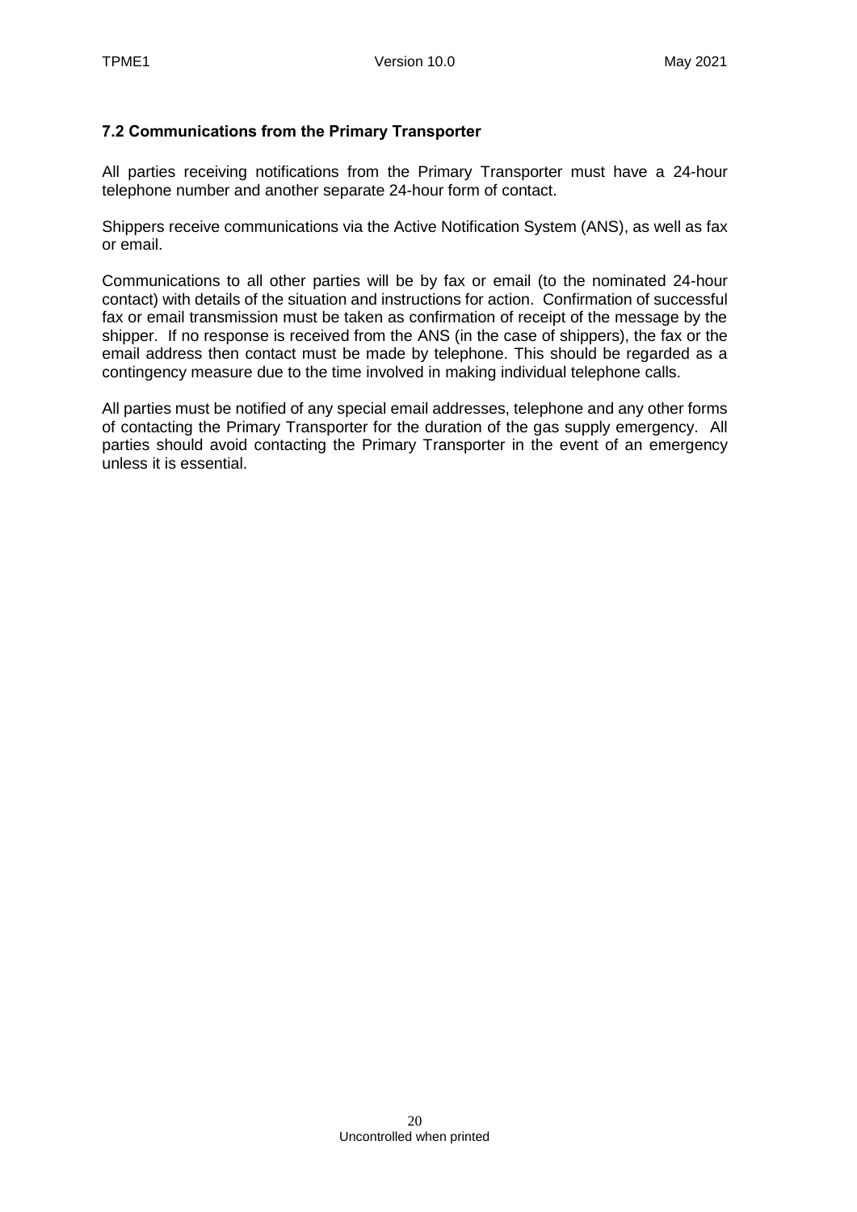### 7.2 Communications from the Primary Transporter

All parties receiving notifications from the Primary Transporter must have a 24-hour telephone number and another separate 24-hour form of contact.

Shippers receive communications via the Active Notification System (ANS), as well as fax or email.

Communications to all other parties will be by fax or email (to the nominated 24-hour contact) with details of the situation and instructions for action. Confirmation of successful fax or email transmission must be taken as confirmation of receipt of the message by the shipper. If no response is received from the ANS (in the case of shippers), the fax or the email address then contact must be made by telephone. This should be regarded as a contingency measure due to the time involved in making individual telephone calls.

All parties must be notified of any special email addresses, telephone and any other forms of contacting the Primary Transporter for the duration of the gas supply emergency. All parties should avoid contacting the Primary Transporter in the event of an emergency unless it is essential.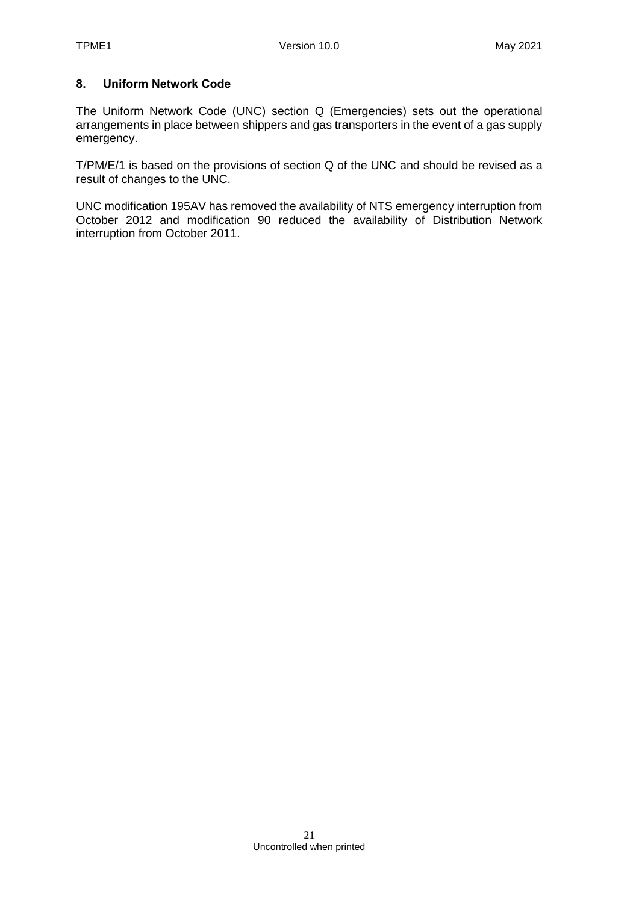## 8. Uniform Network Code

The Uniform Network Code (UNC) section Q (Emergencies) sets out the operational arrangements in place between shippers and gas transporters in the event of a gas supply emergency.

T/PM/E/1 is based on the provisions of section Q of the UNC and should be revised as a result of changes to the UNC.

UNC modification 195AV has removed the availability of NTS emergency interruption from October 2012 and modification 90 reduced the availability of Distribution Network interruption from October 2011.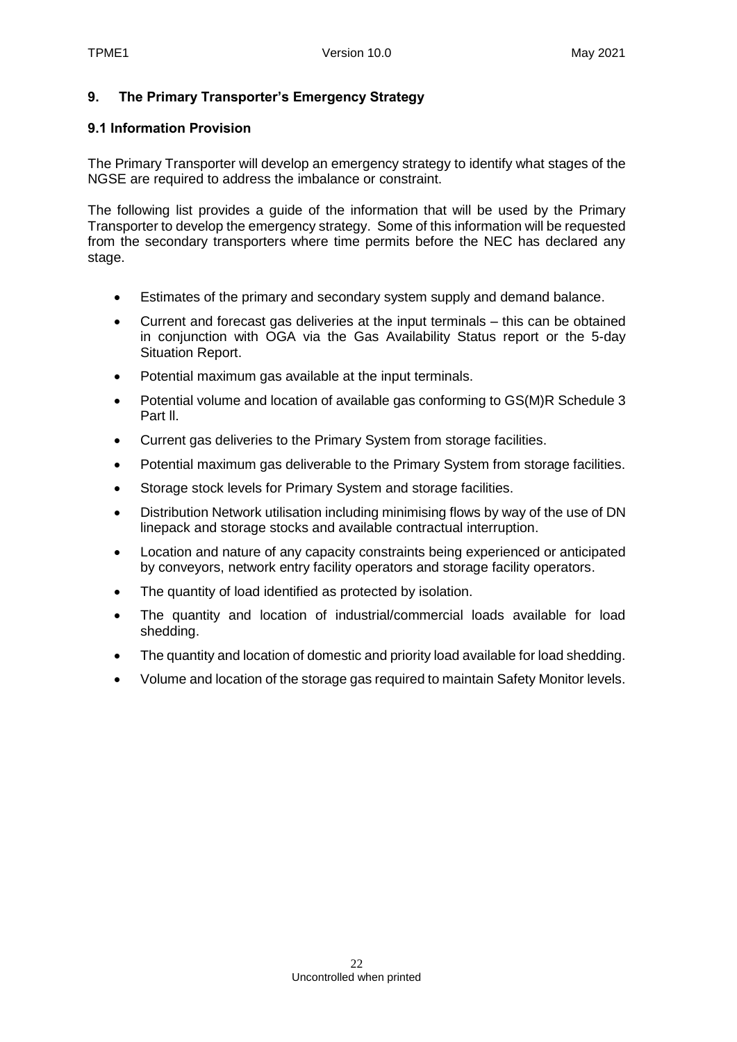## 9. The Primary Transporter's Emergency Strategy

### 9.1 Information Provision

The Primary Transporter will develop an emergency strategy to identify what stages of the NGSE are required to address the imbalance or constraint.

The following list provides a guide of the information that will be used by the Primary Transporter to develop the emergency strategy. Some of this information will be requested from the secondary transporters where time permits before the NEC has declared any stage.

- Estimates of the primary and secondary system supply and demand balance.
- Current and forecast gas deliveries at the input terminals – this can be obtained in conjunction with OGA via the Gas Availability Status report or the 5-day Situation Report.
- Potential maximum gas available at the input terminals.
- Potential volume and location of available gas conforming to GS(M)R Schedule 3 Part ll.
- Current gas deliveries to the Primary System from storage facilities.
- Potential maximum gas deliverable to the Primary System from storage facilities.
- Storage stock levels for Primary System and storage facilities.
- Distribution Network utilisation including minimising flows by way of the use of DN linepack and storage stocks and available contractual interruption.
- Location and nature of any capacity constraints being experienced or anticipated by conveyors, network entry facility operators and storage facility operators.
- The quantity of load identified as protected by isolation.
- The quantity and location of industrial/commercial loads available for load shedding.
- The quantity and location of domestic and priority load available for load shedding.
- Volume and location of the storage gas required to maintain Safety Monitor levels.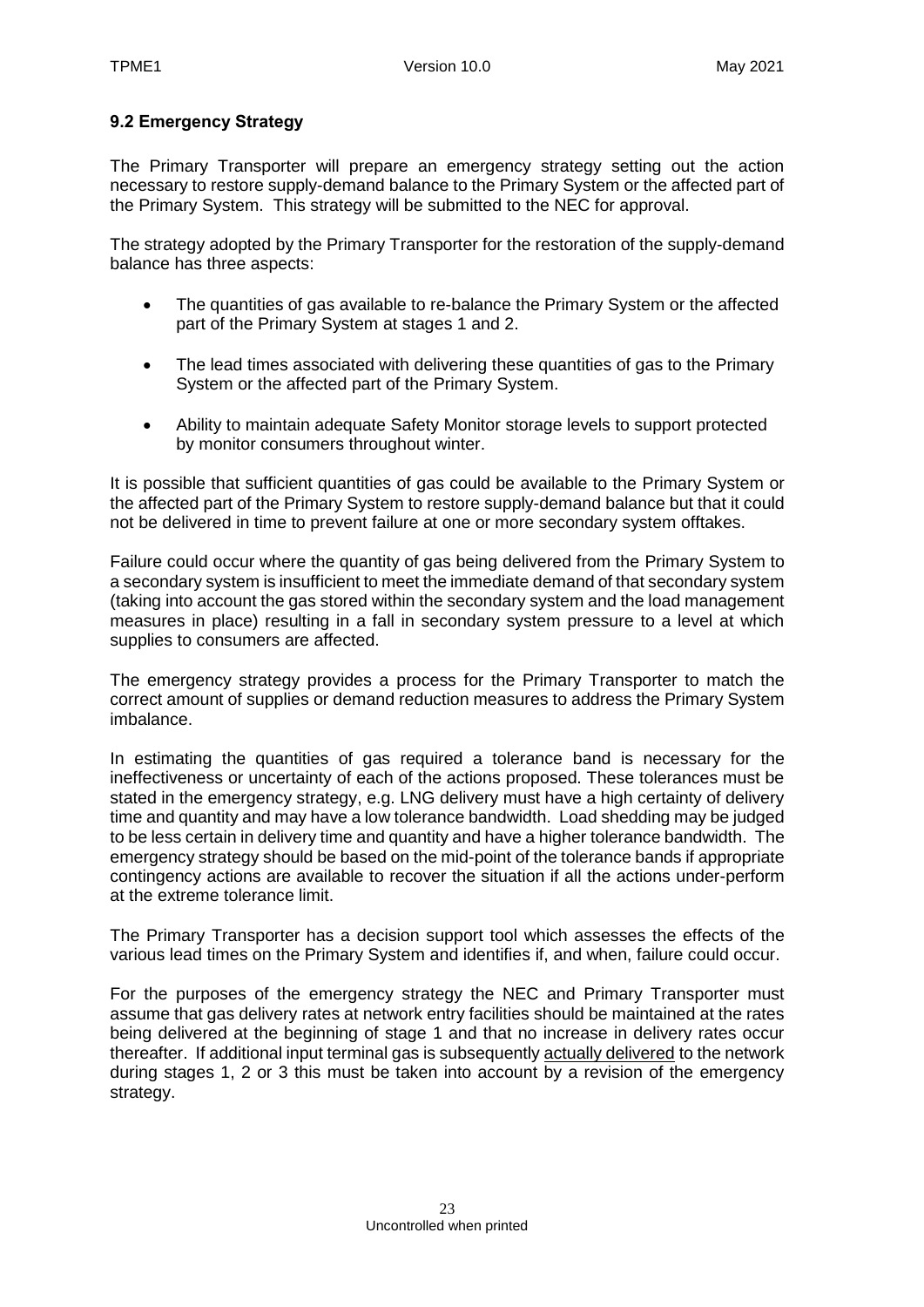### 9.2 Emergency Strategy

The Primary Transporter will prepare an emergency strategy setting out the action necessary to restore supply-demand balance to the Primary System or the affected part of the Primary System. This strategy will be submitted to the NEC for approval.

The strategy adopted by the Primary Transporter for the restoration of the supply-demand balance has three aspects:

- The quantities of gas available to re-balance the Primary System or the affected part of the Primary System at stages 1 and 2.
- The lead times associated with delivering these quantities of gas to the Primary System or the affected part of the Primary System.
- Ability to maintain adequate Safety Monitor storage levels to support protected by monitor consumers throughout winter.

It is possible that sufficient quantities of gas could be available to the Primary System or the affected part of the Primary System to restore supply-demand balance but that it could not be delivered in time to prevent failure at one or more secondary system offtakes.

Failure could occur where the quantity of gas being delivered from the Primary System to a secondary system is insufficient to meet the immediate demand of that secondary system (taking into account the gas stored within the secondary system and the load management measures in place) resulting in a fall in secondary system pressure to a level at which supplies to consumers are affected.

The emergency strategy provides a process for the Primary Transporter to match the correct amount of supplies or demand reduction measures to address the Primary System imbalance.

In estimating the quantities of gas required a tolerance band is necessary for the ineffectiveness or uncertainty of each of the actions proposed. These tolerances must be stated in the emergency strategy, e.g. LNG delivery must have a high certainty of delivery time and quantity and may have a low tolerance bandwidth. Load shedding may be judged to be less certain in delivery time and quantity and have a higher tolerance bandwidth. The emergency strategy should be based on the mid-point of the tolerance bands if appropriate contingency actions are available to recover the situation if all the actions under-perform at the extreme tolerance limit.

The Primary Transporter has a decision support tool which assesses the effects of the various lead times on the Primary System and identifies if, and when, failure could occur.

For the purposes of the emergency strategy the NEC and Primary Transporter must assume that gas delivery rates at network entry facilities should be maintained at the rates being delivered at the beginning of stage 1 and that no increase in delivery rates occur thereafter. If additional input terminal gas is subsequently actually delivered to the network during stages 1, 2 or 3 this must be taken into account by a revision of the emergency strategy.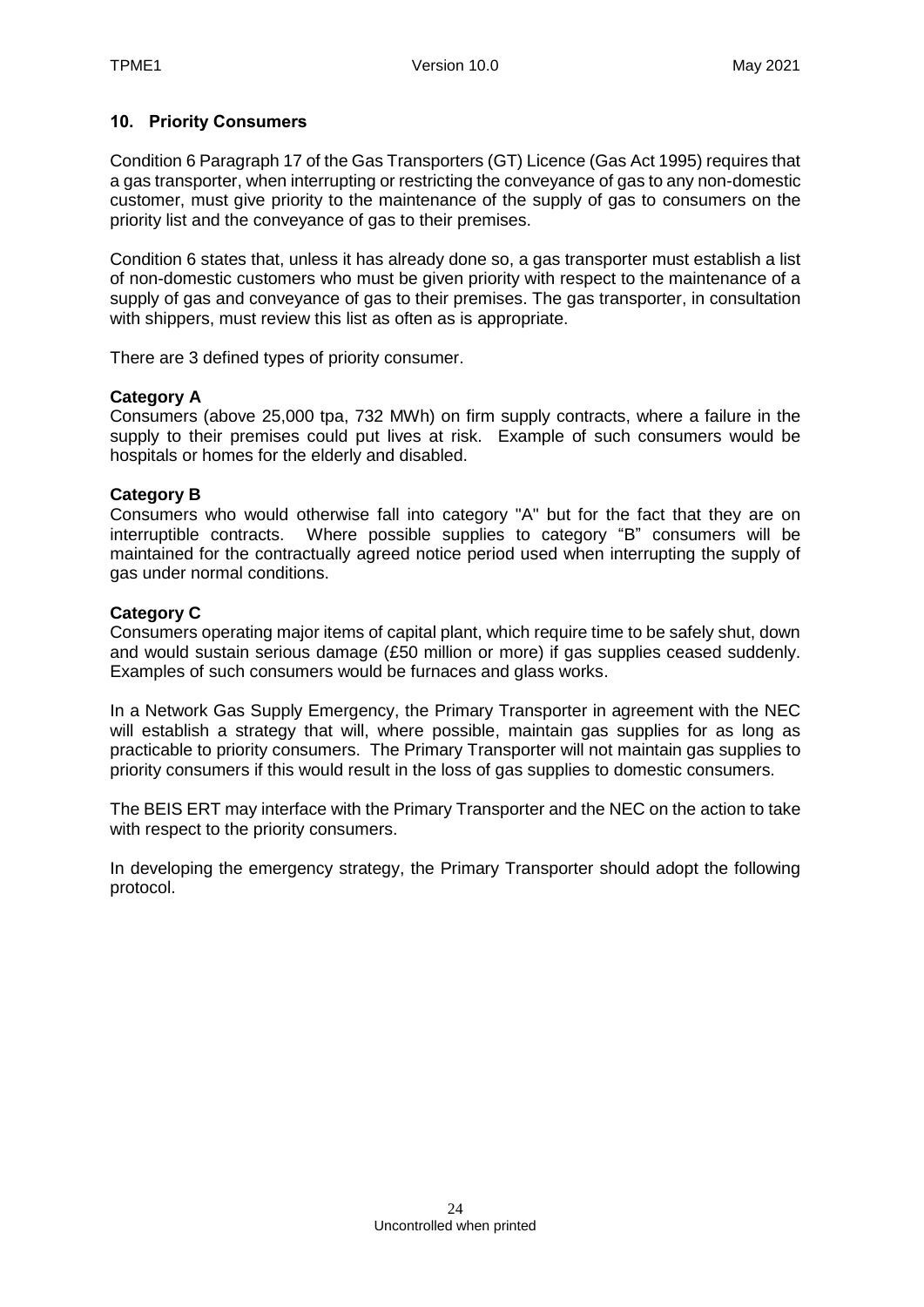## 10. Priority Consumers

Condition 6 Paragraph 17 of the Gas Transporters (GT) Licence (Gas Act 1995) requires that a gas transporter, when interrupting or restricting the conveyance of gas to any non-domestic customer, must give priority to the maintenance of the supply of gas to consumers on the priority list and the conveyance of gas to their premises.

Condition 6 states that, unless it has already done so, a gas transporter must establish a list of non-domestic customers who must be given priority with respect to the maintenance of a supply of gas and conveyance of gas to their premises. The gas transporter, in consultation with shippers, must review this list as often as is appropriate.

There are 3 defined types of priority consumer.

**Category A**
Consumers (above 25,000 tpa, 732 MWh) on firm supply contracts, where a failure in the supply to their premises could put lives at risk. Example of such consumers would be hospitals or homes for the elderly and disabled.

**Category B**
Consumers who would otherwise fall into category "A" but for the fact that they are on interruptible contracts. Where possible supplies to category "B" consumers will be maintained for the contractually agreed notice period used when interrupting the supply of gas under normal conditions.

**Category C**
Consumers operating major items of capital plant, which require time to be safely shut, down and would sustain serious damage (£50 million or more) if gas supplies ceased suddenly. Examples of such consumers would be furnaces and glass works.

In a Network Gas Supply Emergency, the Primary Transporter in agreement with the NEC will establish a strategy that will, where possible, maintain gas supplies for as long as practicable to priority consumers. The Primary Transporter will not maintain gas supplies to priority consumers if this would result in the loss of gas supplies to domestic consumers.

The BEIS ERT may interface with the Primary Transporter and the NEC on the action to take with respect to the priority consumers.

In developing the emergency strategy, the Primary Transporter should adopt the following protocol.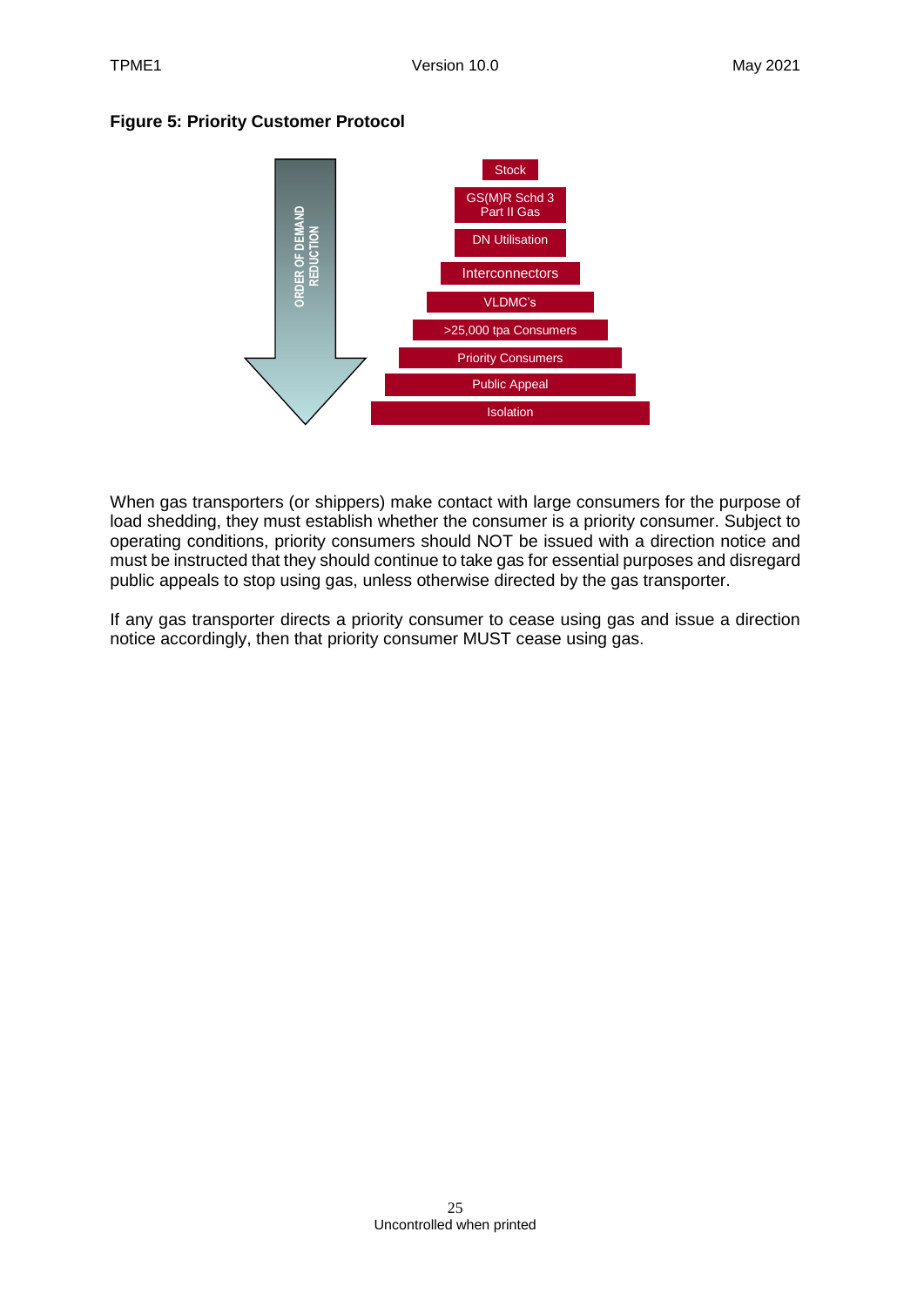**Figure 5: Priority Customer Protocol**

ORDER OF DEMAND REDUCTION

- Stock
- GS(M)R Schd 3 Part II Gas
- DN Utilisation
- Interconnectors
- VLDMC's
- >25,000 tpa Consumers
- Priority Consumers
- Public Appeal
- Isolation

When gas transporters (or shippers) make contact with large consumers for the purpose of load shedding, they must establish whether the consumer is a priority consumer. Subject to operating conditions, priority consumers should NOT be issued with a direction notice and must be instructed that they should continue to take gas for essential purposes and disregard public appeals to stop using gas, unless otherwise directed by the gas transporter.

If any gas transporter directs a priority consumer to cease using gas and issue a direction notice accordingly, then that priority consumer MUST cease using gas.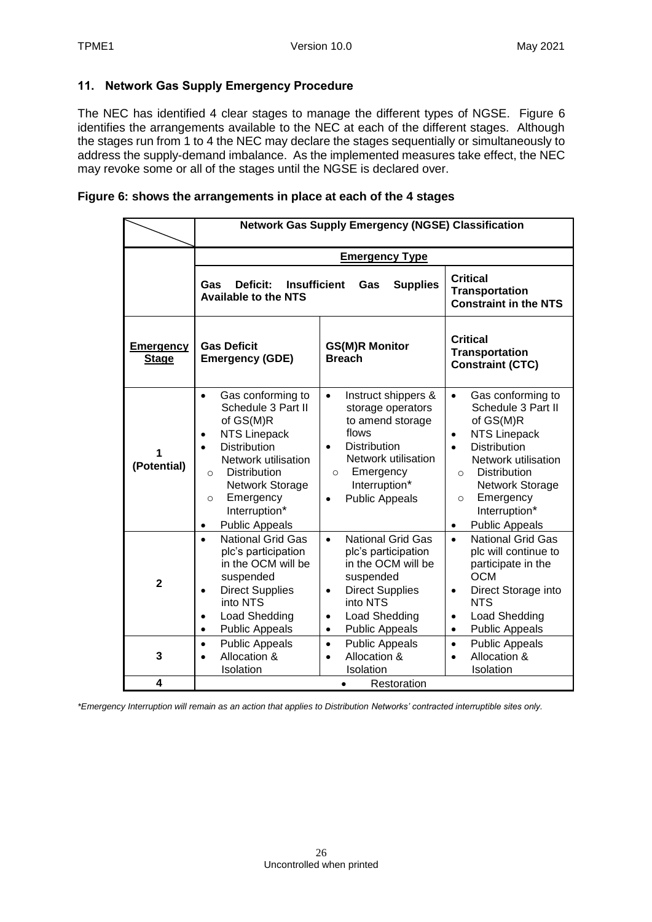## 11. Network Gas Supply Emergency Procedure

The NEC has identified 4 clear stages to manage the different types of NGSE. Figure 6 identifies the arrangements available to the NEC at each of the different stages. Although the stages run from 1 to 4 the NEC may declare the stages sequentially or simultaneously to address the supply-demand imbalance. As the implemented measures take effect, the NEC may revoke some or all of the stages until the NGSE is declared over.

**Figure 6: shows the arrangements in place at each of the 4 stages**

| | **Network Gas Supply Emergency (NGSE) Classification** | | |
|---|---|---|---|
| | **Emergency Type** | | |
| | **Gas Deficit: Insufficient Gas Supplies Available to the NTS** | | **Critical Transportation Constraint in the NTS** |
| **Emergency Stage** | **Gas Deficit Emergency (GDE)** | **GS(M)R Monitor Breach** | **Critical Transportation Constraint (CTC)** |
| **1 (Potential)** | • Gas conforming to Schedule 3 Part II of GS(M)R<br>• NTS Linepack<br>• Distribution Network utilisation<br>○ Distribution Network Storage<br>○ Emergency Interruption*<br>• Public Appeals | • Instruct shippers & storage operators to amend storage flows<br>• Distribution Network utilisation<br>○ Emergency Interruption*<br>• Public Appeals | • Gas conforming to Schedule 3 Part II of GS(M)R<br>• NTS Linepack<br>• Distribution Network utilisation<br>○ Distribution Network Storage<br>○ Emergency Interruption*<br>• Public Appeals |
| **2** | • National Grid Gas plc's participation in the OCM will be suspended<br>• Direct Supplies into NTS<br>• Load Shedding<br>• Public Appeals | • National Grid Gas plc's participation in the OCM will be suspended<br>• Direct Supplies into NTS<br>• Load Shedding<br>• Public Appeals | • National Grid Gas plc will continue to participate in the OCM<br>• Direct Storage into NTS<br>• Load Shedding<br>• Public Appeals |
| **3** | • Public Appeals<br>• Allocation & Isolation | • Public Appeals<br>• Allocation & Isolation | • Public Appeals<br>• Allocation & Isolation |
| **4** | • Restoration | | |

*Emergency Interruption will remain as an action that applies to Distribution Networks' contracted interruptible sites only.*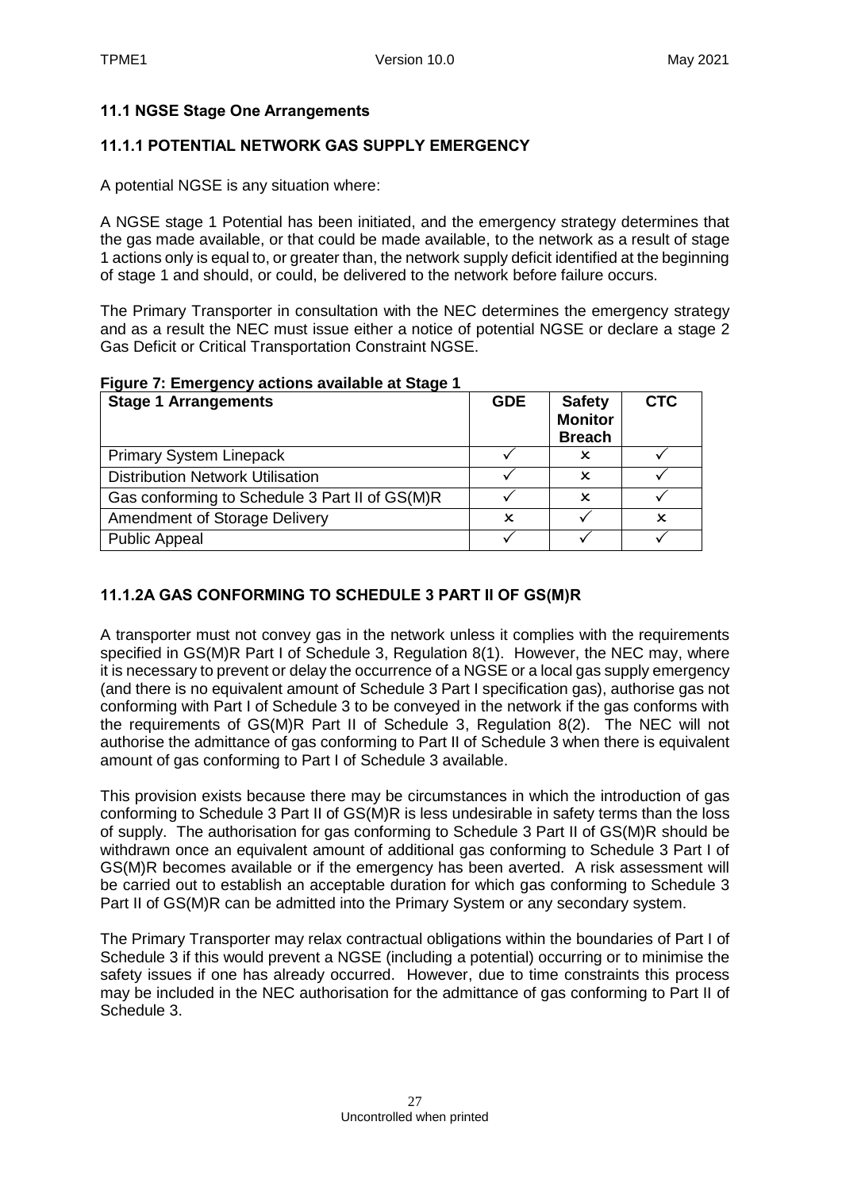### 11.1 NGSE Stage One Arrangements

#### 11.1.1 POTENTIAL NETWORK GAS SUPPLY EMERGENCY

A potential NGSE is any situation where:

A NGSE stage 1 Potential has been initiated, and the emergency strategy determines that the gas made available, or that could be made available, to the network as a result of stage 1 actions only is equal to, or greater than, the network supply deficit identified at the beginning of stage 1 and should, or could, be delivered to the network before failure occurs.

The Primary Transporter in consultation with the NEC determines the emergency strategy and as a result the NEC must issue either a notice of potential NGSE or declare a stage 2 Gas Deficit or Critical Transportation Constraint NGSE.

**Figure 7: Emergency actions available at Stage 1**

| Stage 1 Arrangements | GDE | Safety Monitor Breach | CTC |
|---|---|---|---|
| Primary System Linepack | ✓ | ✗ | ✓ |
| Distribution Network Utilisation | ✓ | ✗ | ✓ |
| Gas conforming to Schedule 3 Part II of GS(M)R | ✓ | ✗ | ✓ |
| Amendment of Storage Delivery | ✗ | ✓ | ✗ |
| Public Appeal | ✓ | ✓ | ✓ |

#### 11.1.2A GAS CONFORMING TO SCHEDULE 3 PART II OF GS(M)R

A transporter must not convey gas in the network unless it complies with the requirements specified in GS(M)R Part I of Schedule 3, Regulation 8(1). However, the NEC may, where it is necessary to prevent or delay the occurrence of a NGSE or a local gas supply emergency (and there is no equivalent amount of Schedule 3 Part I specification gas), authorise gas not conforming with Part I of Schedule 3 to be conveyed in the network if the gas conforms with the requirements of GS(M)R Part II of Schedule 3, Regulation 8(2). The NEC will not authorise the admittance of gas conforming to Part II of Schedule 3 when there is equivalent amount of gas conforming to Part I of Schedule 3 available.

This provision exists because there may be circumstances in which the introduction of gas conforming to Schedule 3 Part II of GS(M)R is less undesirable in safety terms than the loss of supply. The authorisation for gas conforming to Schedule 3 Part II of GS(M)R should be withdrawn once an equivalent amount of additional gas conforming to Schedule 3 Part I of GS(M)R becomes available or if the emergency has been averted. A risk assessment will be carried out to establish an acceptable duration for which gas conforming to Schedule 3 Part II of GS(M)R can be admitted into the Primary System or any secondary system.

The Primary Transporter may relax contractual obligations within the boundaries of Part I of Schedule 3 if this would prevent a NGSE (including a potential) occurring or to minimise the safety issues if one has already occurred. However, due to time constraints this process may be included in the NEC authorisation for the admittance of gas conforming to Part II of Schedule 3.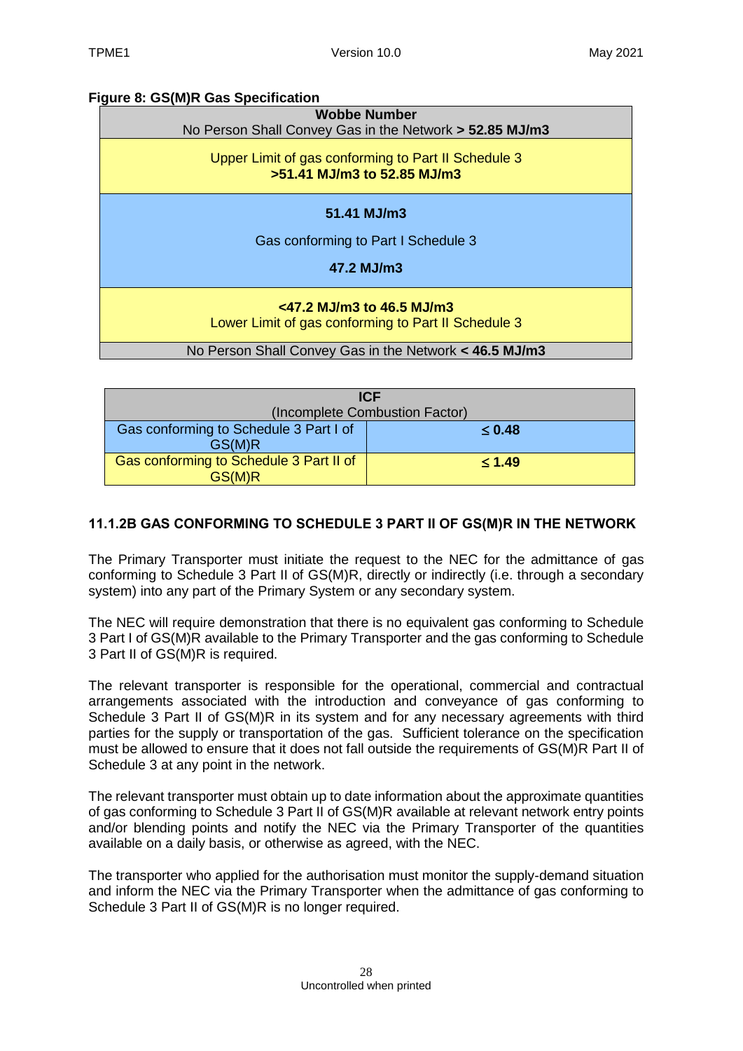**Figure 8: GS(M)R Gas Specification**

| Wobbe Number |
|---|
| No Person Shall Convey Gas in the Network **> 52.85 MJ/m3** |
| Upper Limit of gas conforming to Part II Schedule 3 **>51.41 MJ/m3 to 52.85 MJ/m3** |
| **51.41 MJ/m3** Gas conforming to Part I Schedule 3 **47.2 MJ/m3** |
| **<47.2 MJ/m3 to 46.5 MJ/m3** Lower Limit of gas conforming to Part II Schedule 3 |
| No Person Shall Convey Gas in the Network **< 46.5 MJ/m3** |

| ICF (Incomplete Combustion Factor) | |
|---|---|
| Gas conforming to Schedule 3 Part I of GS(M)R | **≤ 0.48** |
| Gas conforming to Schedule 3 Part II of GS(M)R | **≤ 1.49** |

### 11.1.2B GAS CONFORMING TO SCHEDULE 3 PART II OF GS(M)R IN THE NETWORK

The Primary Transporter must initiate the request to the NEC for the admittance of gas conforming to Schedule 3 Part II of GS(M)R, directly or indirectly (i.e. through a secondary system) into any part of the Primary System or any secondary system.

The NEC will require demonstration that there is no equivalent gas conforming to Schedule 3 Part I of GS(M)R available to the Primary Transporter and the gas conforming to Schedule 3 Part II of GS(M)R is required.

The relevant transporter is responsible for the operational, commercial and contractual arrangements associated with the introduction and conveyance of gas conforming to Schedule 3 Part II of GS(M)R in its system and for any necessary agreements with third parties for the supply or transportation of the gas. Sufficient tolerance on the specification must be allowed to ensure that it does not fall outside the requirements of GS(M)R Part II of Schedule 3 at any point in the network.

The relevant transporter must obtain up to date information about the approximate quantities of gas conforming to Schedule 3 Part II of GS(M)R available at relevant network entry points and/or blending points and notify the NEC via the Primary Transporter of the quantities available on a daily basis, or otherwise as agreed, with the NEC.

The transporter who applied for the authorisation must monitor the supply-demand situation and inform the NEC via the Primary Transporter when the admittance of gas conforming to Schedule 3 Part II of GS(M)R is no longer required.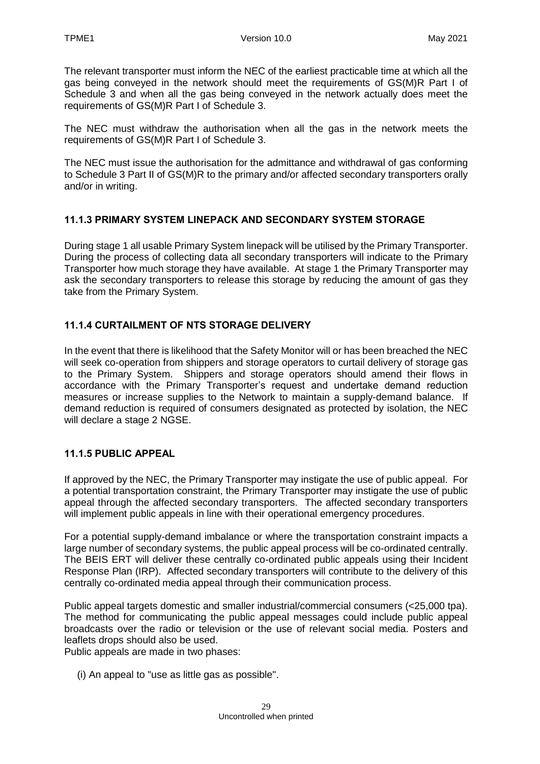The relevant transporter must inform the NEC of the earliest practicable time at which all the gas being conveyed in the network should meet the requirements of GS(M)R Part I of Schedule 3 and when all the gas being conveyed in the network actually does meet the requirements of GS(M)R Part I of Schedule 3.

The NEC must withdraw the authorisation when all the gas in the network meets the requirements of GS(M)R Part I of Schedule 3.

The NEC must issue the authorisation for the admittance and withdrawal of gas conforming to Schedule 3 Part II of GS(M)R to the primary and/or affected secondary transporters orally and/or in writing.

### 11.1.3 PRIMARY SYSTEM LINEPACK AND SECONDARY SYSTEM STORAGE

During stage 1 all usable Primary System linepack will be utilised by the Primary Transporter. During the process of collecting data all secondary transporters will indicate to the Primary Transporter how much storage they have available. At stage 1 the Primary Transporter may ask the secondary transporters to release this storage by reducing the amount of gas they take from the Primary System.

### 11.1.4 CURTAILMENT OF NTS STORAGE DELIVERY

In the event that there is likelihood that the Safety Monitor will or has been breached the NEC will seek co-operation from shippers and storage operators to curtail delivery of storage gas to the Primary System. Shippers and storage operators should amend their flows in accordance with the Primary Transporter's request and undertake demand reduction measures or increase supplies to the Network to maintain a supply-demand balance. If demand reduction is required of consumers designated as protected by isolation, the NEC will declare a stage 2 NGSE.

### 11.1.5 PUBLIC APPEAL

If approved by the NEC, the Primary Transporter may instigate the use of public appeal. For a potential transportation constraint, the Primary Transporter may instigate the use of public appeal through the affected secondary transporters. The affected secondary transporters will implement public appeals in line with their operational emergency procedures.

For a potential supply-demand imbalance or where the transportation constraint impacts a large number of secondary systems, the public appeal process will be co-ordinated centrally. The BEIS ERT will deliver these centrally co-ordinated public appeals using their Incident Response Plan (IRP). Affected secondary transporters will contribute to the delivery of this centrally co-ordinated media appeal through their communication process.

Public appeal targets domestic and smaller industrial/commercial consumers (<25,000 tpa). The method for communicating the public appeal messages could include public appeal broadcasts over the radio or television or the use of relevant social media. Posters and leaflets drops should also be used.

Public appeals are made in two phases:

(i) An appeal to "use as little gas as possible".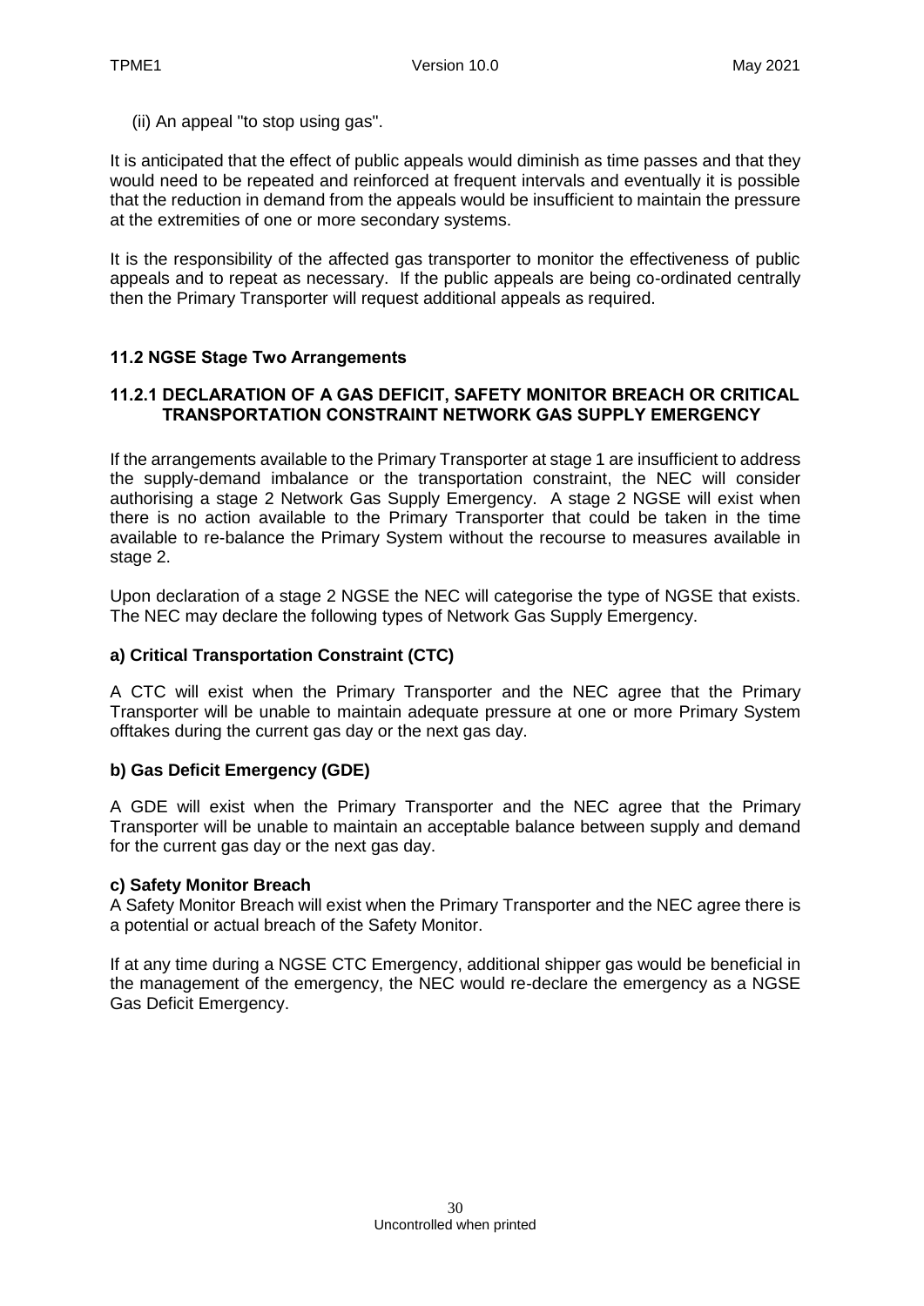(ii) An appeal "to stop using gas".

It is anticipated that the effect of public appeals would diminish as time passes and that they would need to be repeated and reinforced at frequent intervals and eventually it is possible that the reduction in demand from the appeals would be insufficient to maintain the pressure at the extremities of one or more secondary systems.

It is the responsibility of the affected gas transporter to monitor the effectiveness of public appeals and to repeat as necessary. If the public appeals are being co-ordinated centrally then the Primary Transporter will request additional appeals as required.

### 11.2 NGSE Stage Two Arrangements

#### 11.2.1 DECLARATION OF A GAS DEFICIT, SAFETY MONITOR BREACH OR CRITICAL TRANSPORTATION CONSTRAINT NETWORK GAS SUPPLY EMERGENCY

If the arrangements available to the Primary Transporter at stage 1 are insufficient to address the supply-demand imbalance or the transportation constraint, the NEC will consider authorising a stage 2 Network Gas Supply Emergency. A stage 2 NGSE will exist when there is no action available to the Primary Transporter that could be taken in the time available to re-balance the Primary System without the recourse to measures available in stage 2.

Upon declaration of a stage 2 NGSE the NEC will categorise the type of NGSE that exists. The NEC may declare the following types of Network Gas Supply Emergency.

**a) Critical Transportation Constraint (CTC)**

A CTC will exist when the Primary Transporter and the NEC agree that the Primary Transporter will be unable to maintain adequate pressure at one or more Primary System offtakes during the current gas day or the next gas day.

**b) Gas Deficit Emergency (GDE)**

A GDE will exist when the Primary Transporter and the NEC agree that the Primary Transporter will be unable to maintain an acceptable balance between supply and demand for the current gas day or the next gas day.

**c) Safety Monitor Breach**

A Safety Monitor Breach will exist when the Primary Transporter and the NEC agree there is a potential or actual breach of the Safety Monitor.

If at any time during a NGSE CTC Emergency, additional shipper gas would be beneficial in the management of the emergency, the NEC would re-declare the emergency as a NGSE Gas Deficit Emergency.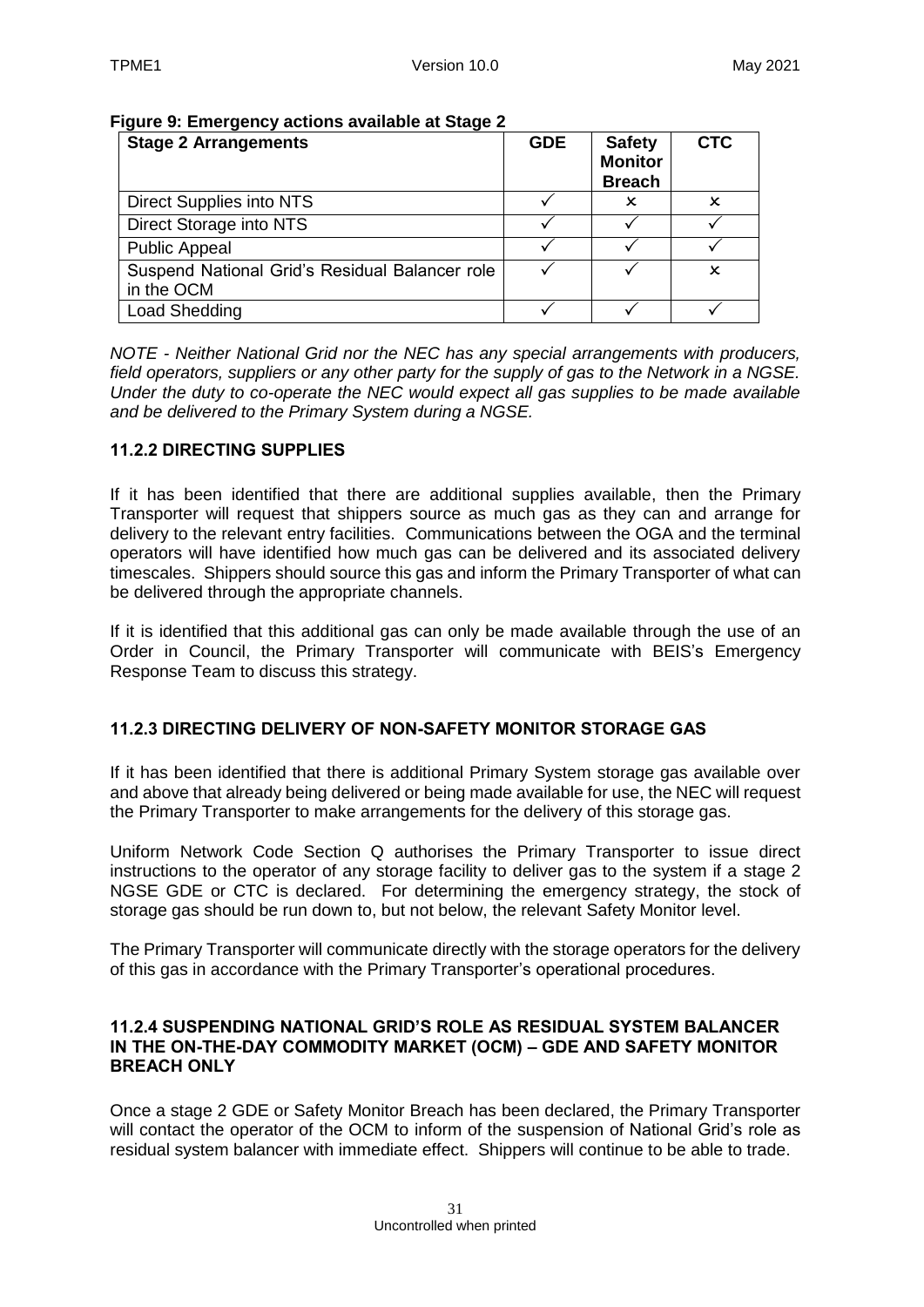**Figure 9: Emergency actions available at Stage 2**

| Stage 2 Arrangements | GDE | Safety Monitor Breach | CTC |
|---|---|---|---|
| Direct Supplies into NTS | ✓ | ✗ | ✗ |
| Direct Storage into NTS | ✓ | ✓ | ✓ |
| Public Appeal | ✓ | ✓ | ✓ |
| Suspend National Grid's Residual Balancer role in the OCM | ✓ | ✓ | ✗ |
| Load Shedding | ✓ | ✓ | ✓ |

*NOTE - Neither National Grid nor the NEC has any special arrangements with producers, field operators, suppliers or any other party for the supply of gas to the Network in a NGSE. Under the duty to co-operate the NEC would expect all gas supplies to be made available and be delivered to the Primary System during a NGSE.*

### 11.2.2 DIRECTING SUPPLIES

If it has been identified that there are additional supplies available, then the Primary Transporter will request that shippers source as much gas as they can and arrange for delivery to the relevant entry facilities. Communications between the OGA and the terminal operators will have identified how much gas can be delivered and its associated delivery timescales. Shippers should source this gas and inform the Primary Transporter of what can be delivered through the appropriate channels.

If it is identified that this additional gas can only be made available through the use of an Order in Council, the Primary Transporter will communicate with BEIS's Emergency Response Team to discuss this strategy.

### 11.2.3 DIRECTING DELIVERY OF NON-SAFETY MONITOR STORAGE GAS

If it has been identified that there is additional Primary System storage gas available over and above that already being delivered or being made available for use, the NEC will request the Primary Transporter to make arrangements for the delivery of this storage gas.

Uniform Network Code Section Q authorises the Primary Transporter to issue direct instructions to the operator of any storage facility to deliver gas to the system if a stage 2 NGSE GDE or CTC is declared. For determining the emergency strategy, the stock of storage gas should be run down to, but not below, the relevant Safety Monitor level.

The Primary Transporter will communicate directly with the storage operators for the delivery of this gas in accordance with the Primary Transporter's operational procedures.

### 11.2.4 SUSPENDING NATIONAL GRID'S ROLE AS RESIDUAL SYSTEM BALANCER IN THE ON-THE-DAY COMMODITY MARKET (OCM) – GDE AND SAFETY MONITOR BREACH ONLY

Once a stage 2 GDE or Safety Monitor Breach has been declared, the Primary Transporter will contact the operator of the OCM to inform of the suspension of National Grid's role as residual system balancer with immediate effect. Shippers will continue to be able to trade.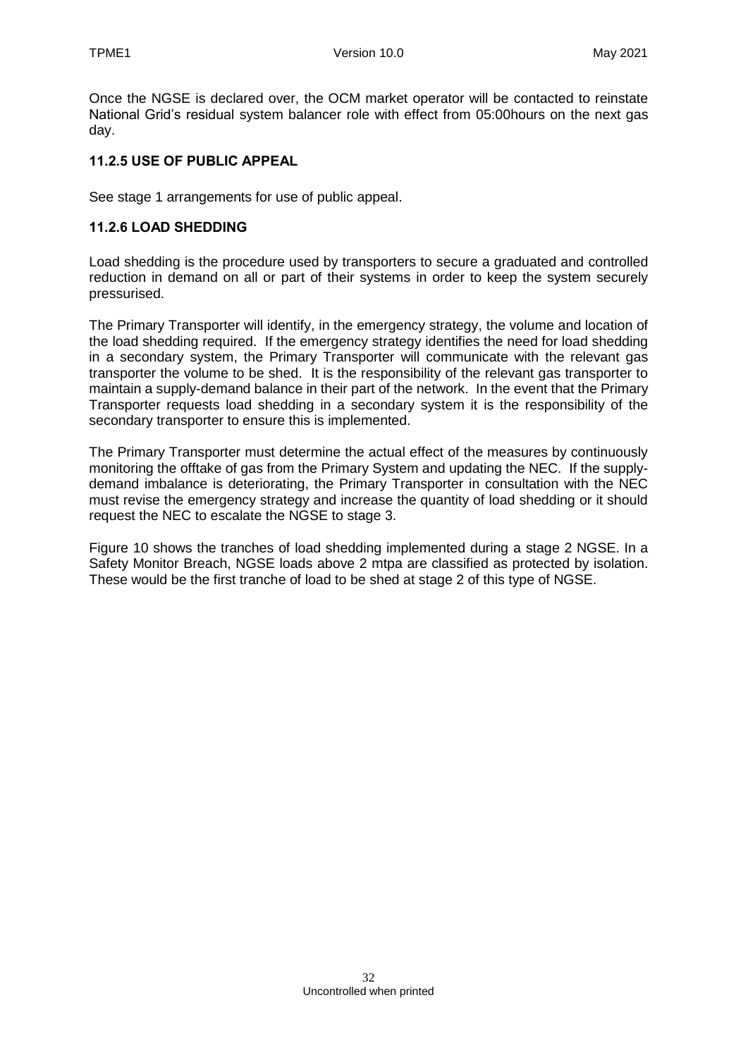Once the NGSE is declared over, the OCM market operator will be contacted to reinstate National Grid's residual system balancer role with effect from 05:00hours on the next gas day.

### 11.2.5 USE OF PUBLIC APPEAL

See stage 1 arrangements for use of public appeal.

### 11.2.6 LOAD SHEDDING

Load shedding is the procedure used by transporters to secure a graduated and controlled reduction in demand on all or part of their systems in order to keep the system securely pressurised.

The Primary Transporter will identify, in the emergency strategy, the volume and location of the load shedding required. If the emergency strategy identifies the need for load shedding in a secondary system, the Primary Transporter will communicate with the relevant gas transporter the volume to be shed. It is the responsibility of the relevant gas transporter to maintain a supply-demand balance in their part of the network. In the event that the Primary Transporter requests load shedding in a secondary system it is the responsibility of the secondary transporter to ensure this is implemented.

The Primary Transporter must determine the actual effect of the measures by continuously monitoring the offtake of gas from the Primary System and updating the NEC. If the supply-demand imbalance is deteriorating, the Primary Transporter in consultation with the NEC must revise the emergency strategy and increase the quantity of load shedding or it should request the NEC to escalate the NGSE to stage 3.

Figure 10 shows the tranches of load shedding implemented during a stage 2 NGSE. In a Safety Monitor Breach, NGSE loads above 2 mtpa are classified as protected by isolation. These would be the first tranche of load to be shed at stage 2 of this type of NGSE.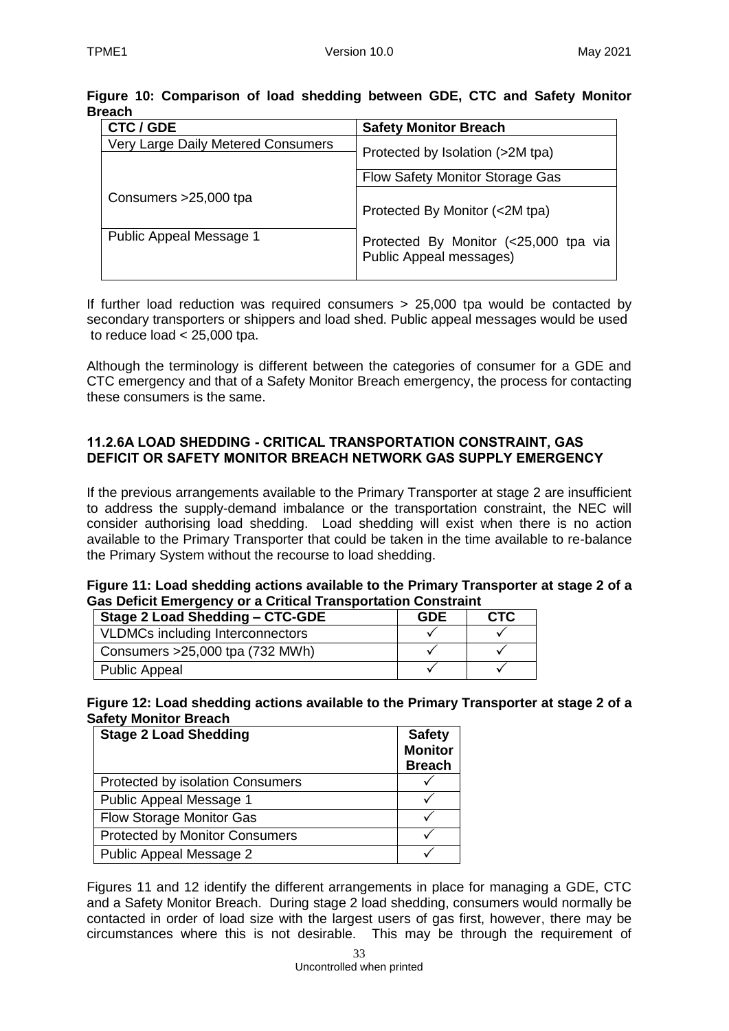**Figure 10: Comparison of load shedding between GDE, CTC and Safety Monitor Breach**

| CTC / GDE | Safety Monitor Breach |
|---|---|
| Very Large Daily Metered Consumers | Protected by Isolation (>2M tpa) |
| Consumers >25,000 tpa | Flow Safety Monitor Storage Gas |
| | Protected By Monitor (<2M tpa) |
| Public Appeal Message 1 | Protected By Monitor (<25,000 tpa via Public Appeal messages) |

If further load reduction was required consumers > 25,000 tpa would be contacted by secondary transporters or shippers and load shed. Public appeal messages would be used to reduce load < 25,000 tpa.

Although the terminology is different between the categories of consumer for a GDE and CTC emergency and that of a Safety Monitor Breach emergency, the process for contacting these consumers is the same.

### 11.2.6A LOAD SHEDDING - CRITICAL TRANSPORTATION CONSTRAINT, GAS DEFICIT OR SAFETY MONITOR BREACH NETWORK GAS SUPPLY EMERGENCY

If the previous arrangements available to the Primary Transporter at stage 2 are insufficient to address the supply-demand imbalance or the transportation constraint, the NEC will consider authorising load shedding. Load shedding will exist when there is no action available to the Primary Transporter that could be taken in the time available to re-balance the Primary System without the recourse to load shedding.

**Figure 11: Load shedding actions available to the Primary Transporter at stage 2 of a Gas Deficit Emergency or a Critical Transportation Constraint**

| Stage 2 Load Shedding – CTC-GDE | GDE | CTC |
|---|---|---|
| VLDMCs including Interconnectors | ✓ | ✓ |
| Consumers >25,000 tpa (732 MWh) | ✓ | ✓ |
| Public Appeal | ✓ | ✓ |

**Figure 12: Load shedding actions available to the Primary Transporter at stage 2 of a Safety Monitor Breach**

| Stage 2 Load Shedding | Safety Monitor Breach |
|---|---|
| Protected by isolation Consumers | ✓ |
| Public Appeal Message 1 | ✓ |
| Flow Storage Monitor Gas | ✓ |
| Protected by Monitor Consumers | ✓ |
| Public Appeal Message 2 | ✓ |

Figures 11 and 12 identify the different arrangements in place for managing a GDE, CTC and a Safety Monitor Breach. During stage 2 load shedding, consumers would normally be contacted in order of load size with the largest users of gas first, however, there may be circumstances where this is not desirable. This may be through the requirement of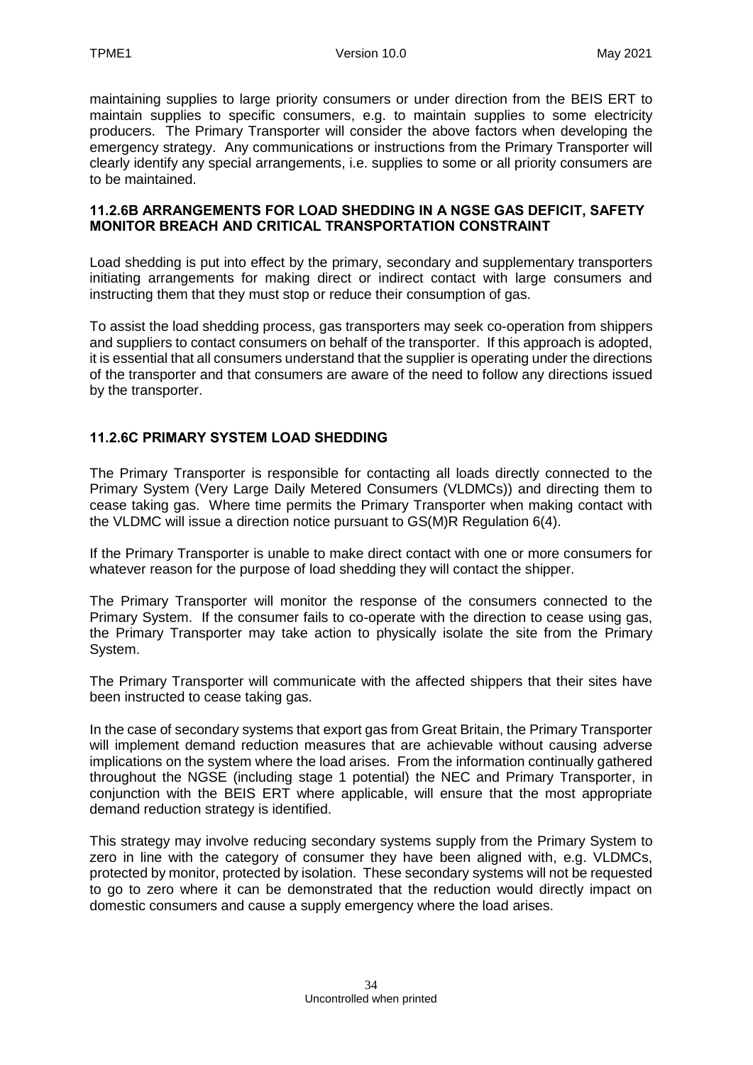maintaining supplies to large priority consumers or under direction from the BEIS ERT to maintain supplies to specific consumers, e.g. to maintain supplies to some electricity producers. The Primary Transporter will consider the above factors when developing the emergency strategy. Any communications or instructions from the Primary Transporter will clearly identify any special arrangements, i.e. supplies to some or all priority consumers are to be maintained.

### 11.2.6B ARRANGEMENTS FOR LOAD SHEDDING IN A NGSE GAS DEFICIT, SAFETY MONITOR BREACH AND CRITICAL TRANSPORTATION CONSTRAINT

Load shedding is put into effect by the primary, secondary and supplementary transporters initiating arrangements for making direct or indirect contact with large consumers and instructing them that they must stop or reduce their consumption of gas.

To assist the load shedding process, gas transporters may seek co-operation from shippers and suppliers to contact consumers on behalf of the transporter. If this approach is adopted, it is essential that all consumers understand that the supplier is operating under the directions of the transporter and that consumers are aware of the need to follow any directions issued by the transporter.

### 11.2.6C PRIMARY SYSTEM LOAD SHEDDING

The Primary Transporter is responsible for contacting all loads directly connected to the Primary System (Very Large Daily Metered Consumers (VLDMCs)) and directing them to cease taking gas. Where time permits the Primary Transporter when making contact with the VLDMC will issue a direction notice pursuant to GS(M)R Regulation 6(4).

If the Primary Transporter is unable to make direct contact with one or more consumers for whatever reason for the purpose of load shedding they will contact the shipper.

The Primary Transporter will monitor the response of the consumers connected to the Primary System. If the consumer fails to co-operate with the direction to cease using gas, the Primary Transporter may take action to physically isolate the site from the Primary System.

The Primary Transporter will communicate with the affected shippers that their sites have been instructed to cease taking gas.

In the case of secondary systems that export gas from Great Britain, the Primary Transporter will implement demand reduction measures that are achievable without causing adverse implications on the system where the load arises. From the information continually gathered throughout the NGSE (including stage 1 potential) the NEC and Primary Transporter, in conjunction with the BEIS ERT where applicable, will ensure that the most appropriate demand reduction strategy is identified.

This strategy may involve reducing secondary systems supply from the Primary System to zero in line with the category of consumer they have been aligned with, e.g. VLDMCs, protected by monitor, protected by isolation. These secondary systems will not be requested to go to zero where it can be demonstrated that the reduction would directly impact on domestic consumers and cause a supply emergency where the load arises.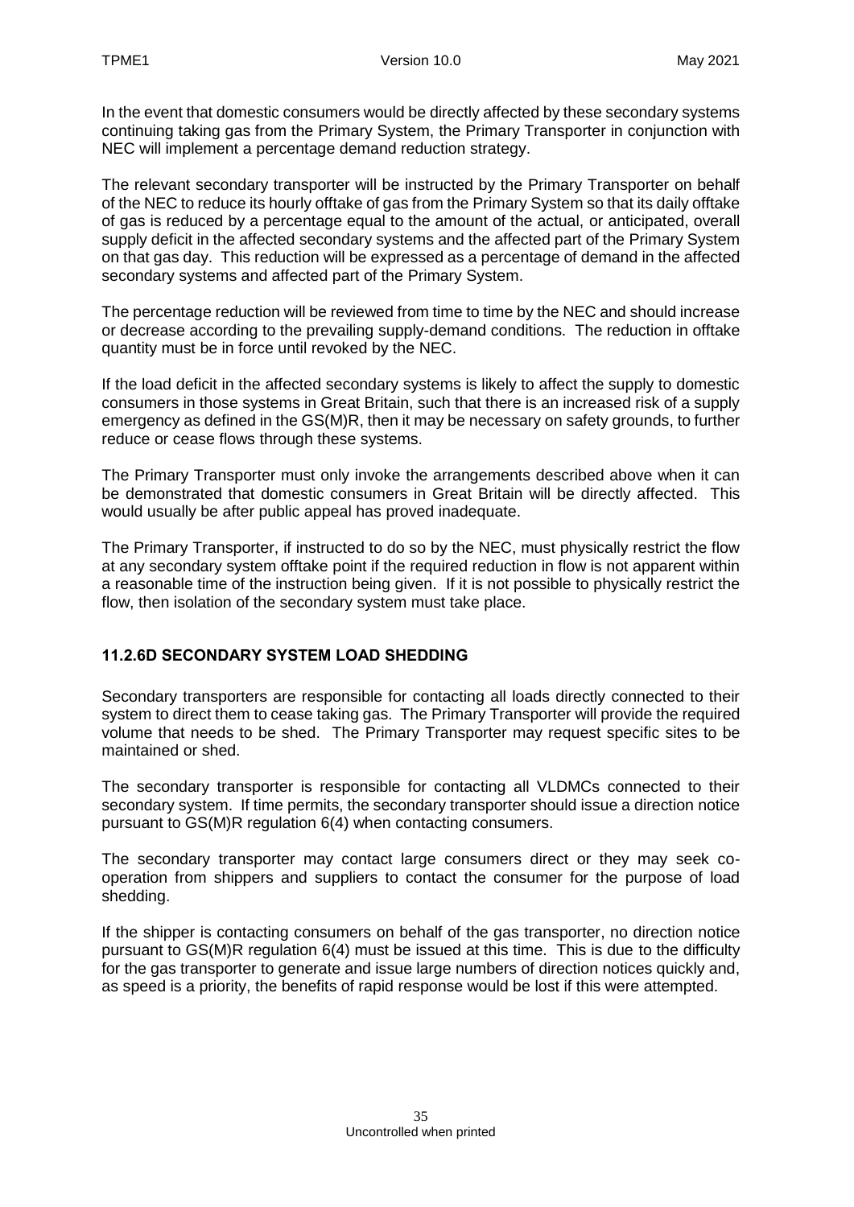In the event that domestic consumers would be directly affected by these secondary systems continuing taking gas from the Primary System, the Primary Transporter in conjunction with NEC will implement a percentage demand reduction strategy.

The relevant secondary transporter will be instructed by the Primary Transporter on behalf of the NEC to reduce its hourly offtake of gas from the Primary System so that its daily offtake of gas is reduced by a percentage equal to the amount of the actual, or anticipated, overall supply deficit in the affected secondary systems and the affected part of the Primary System on that gas day. This reduction will be expressed as a percentage of demand in the affected secondary systems and affected part of the Primary System.

The percentage reduction will be reviewed from time to time by the NEC and should increase or decrease according to the prevailing supply-demand conditions. The reduction in offtake quantity must be in force until revoked by the NEC.

If the load deficit in the affected secondary systems is likely to affect the supply to domestic consumers in those systems in Great Britain, such that there is an increased risk of a supply emergency as defined in the GS(M)R, then it may be necessary on safety grounds, to further reduce or cease flows through these systems.

The Primary Transporter must only invoke the arrangements described above when it can be demonstrated that domestic consumers in Great Britain will be directly affected. This would usually be after public appeal has proved inadequate.

The Primary Transporter, if instructed to do so by the NEC, must physically restrict the flow at any secondary system offtake point if the required reduction in flow is not apparent within a reasonable time of the instruction being given. If it is not possible to physically restrict the flow, then isolation of the secondary system must take place.

### 11.2.6D SECONDARY SYSTEM LOAD SHEDDING

Secondary transporters are responsible for contacting all loads directly connected to their system to direct them to cease taking gas. The Primary Transporter will provide the required volume that needs to be shed. The Primary Transporter may request specific sites to be maintained or shed.

The secondary transporter is responsible for contacting all VLDMCs connected to their secondary system. If time permits, the secondary transporter should issue a direction notice pursuant to GS(M)R regulation 6(4) when contacting consumers.

The secondary transporter may contact large consumers direct or they may seek co-operation from shippers and suppliers to contact the consumer for the purpose of load shedding.

If the shipper is contacting consumers on behalf of the gas transporter, no direction notice pursuant to GS(M)R regulation 6(4) must be issued at this time. This is due to the difficulty for the gas transporter to generate and issue large numbers of direction notices quickly and, as speed is a priority, the benefits of rapid response would be lost if this were attempted.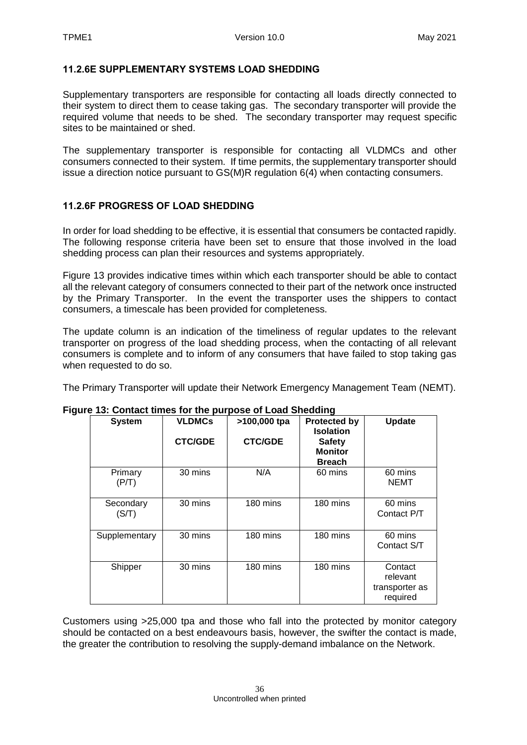### 11.2.6E SUPPLEMENTARY SYSTEMS LOAD SHEDDING

Supplementary transporters are responsible for contacting all loads directly connected to their system to direct them to cease taking gas. The secondary transporter will provide the required volume that needs to be shed. The secondary transporter may request specific sites to be maintained or shed.

The supplementary transporter is responsible for contacting all VLDMCs and other consumers connected to their system. If time permits, the supplementary transporter should issue a direction notice pursuant to GS(M)R regulation 6(4) when contacting consumers.

### 11.2.6F PROGRESS OF LOAD SHEDDING

In order for load shedding to be effective, it is essential that consumers be contacted rapidly. The following response criteria have been set to ensure that those involved in the load shedding process can plan their resources and systems appropriately.

Figure 13 provides indicative times within which each transporter should be able to contact all the relevant category of consumers connected to their part of the network once instructed by the Primary Transporter. In the event the transporter uses the shippers to contact consumers, a timescale has been provided for completeness.

The update column is an indication of the timeliness of regular updates to the relevant transporter on progress of the load shedding process, when the contacting of all relevant consumers is complete and to inform of any consumers that have failed to stop taking gas when requested to do so.

The Primary Transporter will update their Network Emergency Management Team (NEMT).

**Figure 13: Contact times for the purpose of Load Shedding**

| System | VLDMCs CTC/GDE | >100,000 tpa CTC/GDE | Protected by Isolation Safety Monitor Breach | Update |
|---|---|---|---|---|
| Primary (P/T) | 30 mins | N/A | 60 mins | 60 mins NEMT |
| Secondary (S/T) | 30 mins | 180 mins | 180 mins | 60 mins Contact P/T |
| Supplementary | 30 mins | 180 mins | 180 mins | 60 mins Contact S/T |
| Shipper | 30 mins | 180 mins | 180 mins | Contact relevant transporter as required |

Customers using >25,000 tpa and those who fall into the protected by monitor category should be contacted on a best endeavours basis, however, the swifter the contact is made, the greater the contribution to resolving the supply-demand imbalance on the Network.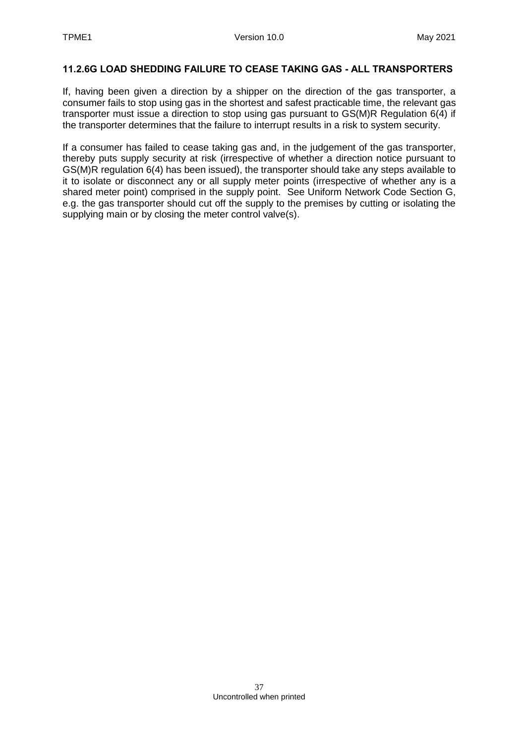### 11.2.6G LOAD SHEDDING FAILURE TO CEASE TAKING GAS - ALL TRANSPORTERS

If, having been given a direction by a shipper on the direction of the gas transporter, a consumer fails to stop using gas in the shortest and safest practicable time, the relevant gas transporter must issue a direction to stop using gas pursuant to GS(M)R Regulation 6(4) if the transporter determines that the failure to interrupt results in a risk to system security.

If a consumer has failed to cease taking gas and, in the judgement of the gas transporter, thereby puts supply security at risk (irrespective of whether a direction notice pursuant to GS(M)R regulation 6(4) has been issued), the transporter should take any steps available to it to isolate or disconnect any or all supply meter points (irrespective of whether any is a shared meter point) comprised in the supply point. See Uniform Network Code Section G, e.g. the gas transporter should cut off the supply to the premises by cutting or isolating the supplying main or by closing the meter control valve(s).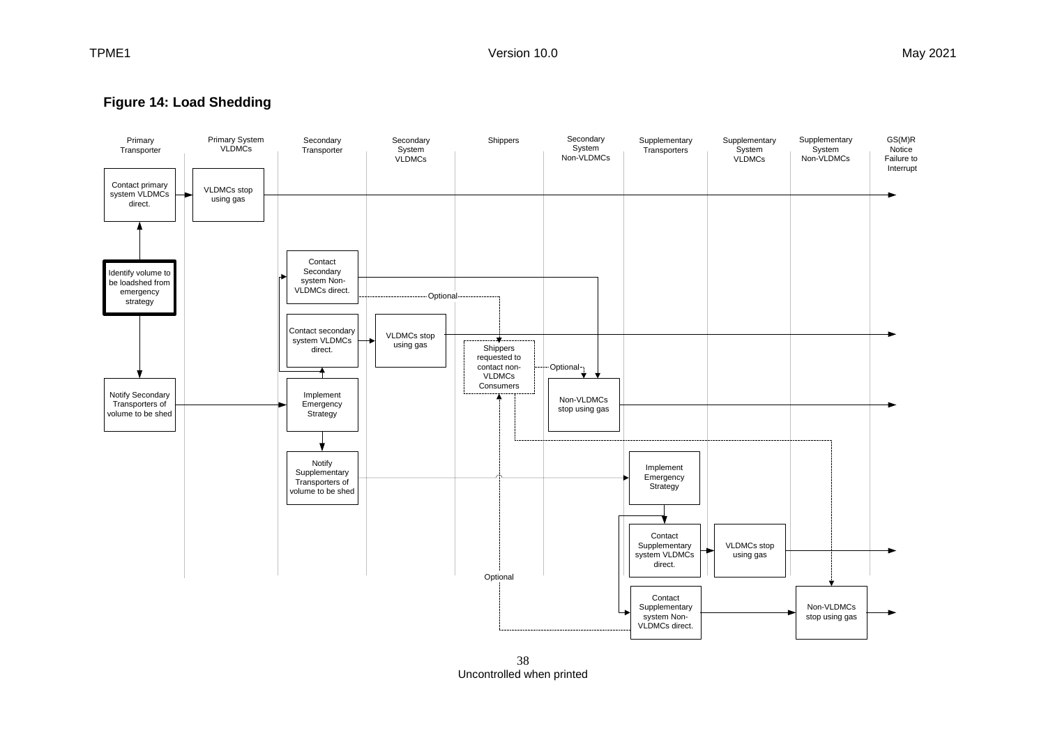**Figure 14: Load Shedding**

| Primary Transporter | Primary System VLDMCs | Secondary Transporter | Secondary System VLDMCs | Shippers | Secondary System Non-VLDMCs | Supplementary Transporters | Supplementary System VLDMCs | Supplementary System Non-VLDMCs | GS(M)R Notice Failure to Interrupt |
|---|---|---|---|---|---|---|---|---|---|

- Identify volume to be loadshed from emergency strategy
  - → Contact primary system VLDMCs direct. → VLDMCs stop using gas → GS(M)R Notice Failure to Interrupt
  - → Notify Secondary Transporters of volume to be shed → Implement Emergency Strategy
    - → Contact secondary system VLDMCs direct. → VLDMCs stop using gas → GS(M)R Notice Failure to Interrupt
    - → Contact Secondary system Non-VLDMCs direct. → Non-VLDMCs stop using gas → GS(M)R Notice Failure to Interrupt
      - Optional → Shippers requested to contact non-VLDMCs Consumers → Optional → Non-VLDMCs stop using gas
    - → Notify Supplementary Transporters of volume to be shed → Implement Emergency Strategy
      - → Contact Supplementary system VLDMCs direct. → VLDMCs stop using gas → GS(M)R Notice Failure to Interrupt
      - → Contact Supplementary system Non-VLDMCs direct. → Non-VLDMCs stop using gas → GS(M)R Notice Failure to Interrupt
        - Optional → Shippers requested to contact non-VLDMCs Consumers → Non-VLDMCs stop using gas (Supplementary System Non-VLDMCs)

Uncontrolled when printed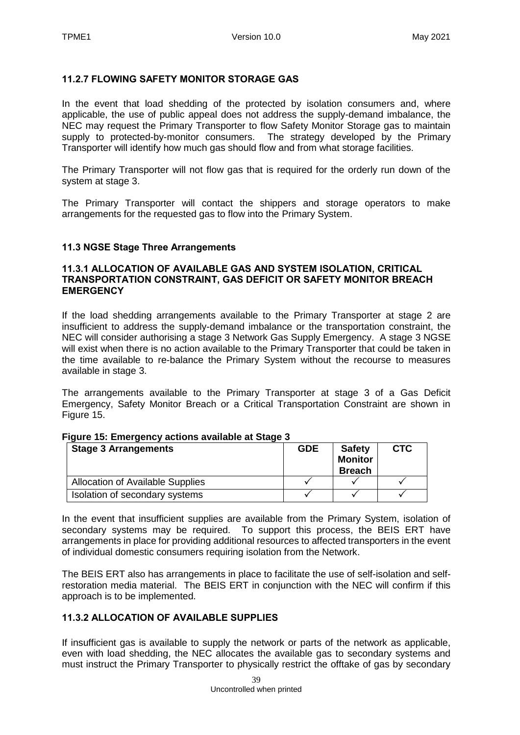### 11.2.7 FLOWING SAFETY MONITOR STORAGE GAS

In the event that load shedding of the protected by isolation consumers and, where applicable, the use of public appeal does not address the supply-demand imbalance, the NEC may request the Primary Transporter to flow Safety Monitor Storage gas to maintain supply to protected-by-monitor consumers. The strategy developed by the Primary Transporter will identify how much gas should flow and from what storage facilities.

The Primary Transporter will not flow gas that is required for the orderly run down of the system at stage 3.

The Primary Transporter will contact the shippers and storage operators to make arrangements for the requested gas to flow into the Primary System.

## 11.3 NGSE Stage Three Arrangements

### 11.3.1 ALLOCATION OF AVAILABLE GAS AND SYSTEM ISOLATION, CRITICAL TRANSPORTATION CONSTRAINT, GAS DEFICIT OR SAFETY MONITOR BREACH EMERGENCY

If the load shedding arrangements available to the Primary Transporter at stage 2 are insufficient to address the supply-demand imbalance or the transportation constraint, the NEC will consider authorising a stage 3 Network Gas Supply Emergency. A stage 3 NGSE will exist when there is no action available to the Primary Transporter that could be taken in the time available to re-balance the Primary System without the recourse to measures available in stage 3.

The arrangements available to the Primary Transporter at stage 3 of a Gas Deficit Emergency, Safety Monitor Breach or a Critical Transportation Constraint are shown in Figure 15.

**Figure 15: Emergency actions available at Stage 3**

| Stage 3 Arrangements | GDE | Safety Monitor Breach | CTC |
|---|---|---|---|
| Allocation of Available Supplies | ✓ | ✓ | ✓ |
| Isolation of secondary systems | ✓ | ✓ | ✓ |

In the event that insufficient supplies are available from the Primary System, isolation of secondary systems may be required. To support this process, the BEIS ERT have arrangements in place for providing additional resources to affected transporters in the event of individual domestic consumers requiring isolation from the Network.

The BEIS ERT also has arrangements in place to facilitate the use of self-isolation and self-restoration media material. The BEIS ERT in conjunction with the NEC will confirm if this approach is to be implemented.

### 11.3.2 ALLOCATION OF AVAILABLE SUPPLIES

If insufficient gas is available to supply the network or parts of the network as applicable, even with load shedding, the NEC allocates the available gas to secondary systems and must instruct the Primary Transporter to physically restrict the offtake of gas by secondary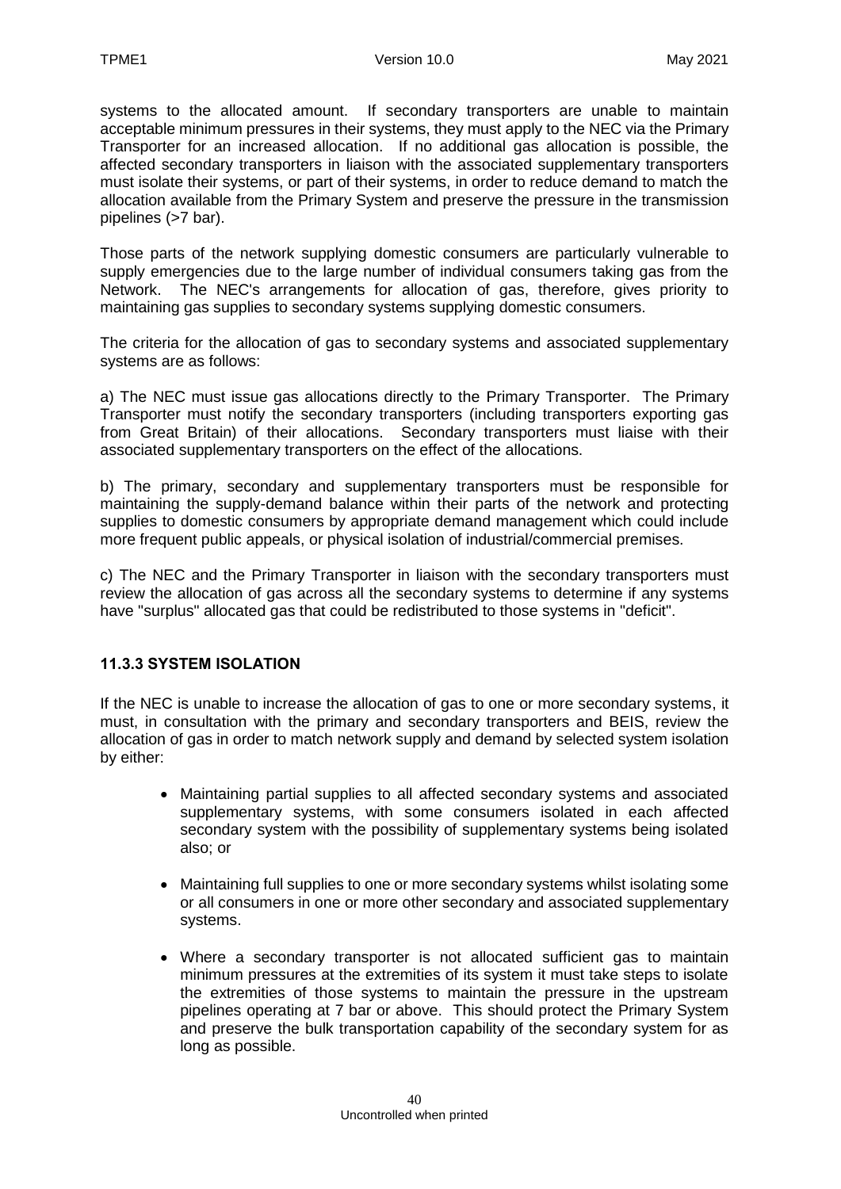systems to the allocated amount. If secondary transporters are unable to maintain acceptable minimum pressures in their systems, they must apply to the NEC via the Primary Transporter for an increased allocation. If no additional gas allocation is possible, the affected secondary transporters in liaison with the associated supplementary transporters must isolate their systems, or part of their systems, in order to reduce demand to match the allocation available from the Primary System and preserve the pressure in the transmission pipelines (>7 bar).

Those parts of the network supplying domestic consumers are particularly vulnerable to supply emergencies due to the large number of individual consumers taking gas from the Network. The NEC's arrangements for allocation of gas, therefore, gives priority to maintaining gas supplies to secondary systems supplying domestic consumers.

The criteria for the allocation of gas to secondary systems and associated supplementary systems are as follows:

a) The NEC must issue gas allocations directly to the Primary Transporter. The Primary Transporter must notify the secondary transporters (including transporters exporting gas from Great Britain) of their allocations. Secondary transporters must liaise with their associated supplementary transporters on the effect of the allocations.

b) The primary, secondary and supplementary transporters must be responsible for maintaining the supply-demand balance within their parts of the network and protecting supplies to domestic consumers by appropriate demand management which could include more frequent public appeals, or physical isolation of industrial/commercial premises.

c) The NEC and the Primary Transporter in liaison with the secondary transporters must review the allocation of gas across all the secondary systems to determine if any systems have "surplus" allocated gas that could be redistributed to those systems in "deficit".

### 11.3.3 SYSTEM ISOLATION

If the NEC is unable to increase the allocation of gas to one or more secondary systems, it must, in consultation with the primary and secondary transporters and BEIS, review the allocation of gas in order to match network supply and demand by selected system isolation by either:

- Maintaining partial supplies to all affected secondary systems and associated supplementary systems, with some consumers isolated in each affected secondary system with the possibility of supplementary systems being isolated also; or
- Maintaining full supplies to one or more secondary systems whilst isolating some or all consumers in one or more other secondary and associated supplementary systems.
- Where a secondary transporter is not allocated sufficient gas to maintain minimum pressures at the extremities of its system it must take steps to isolate the extremities of those systems to maintain the pressure in the upstream pipelines operating at 7 bar or above. This should protect the Primary System and preserve the bulk transportation capability of the secondary system for as long as possible.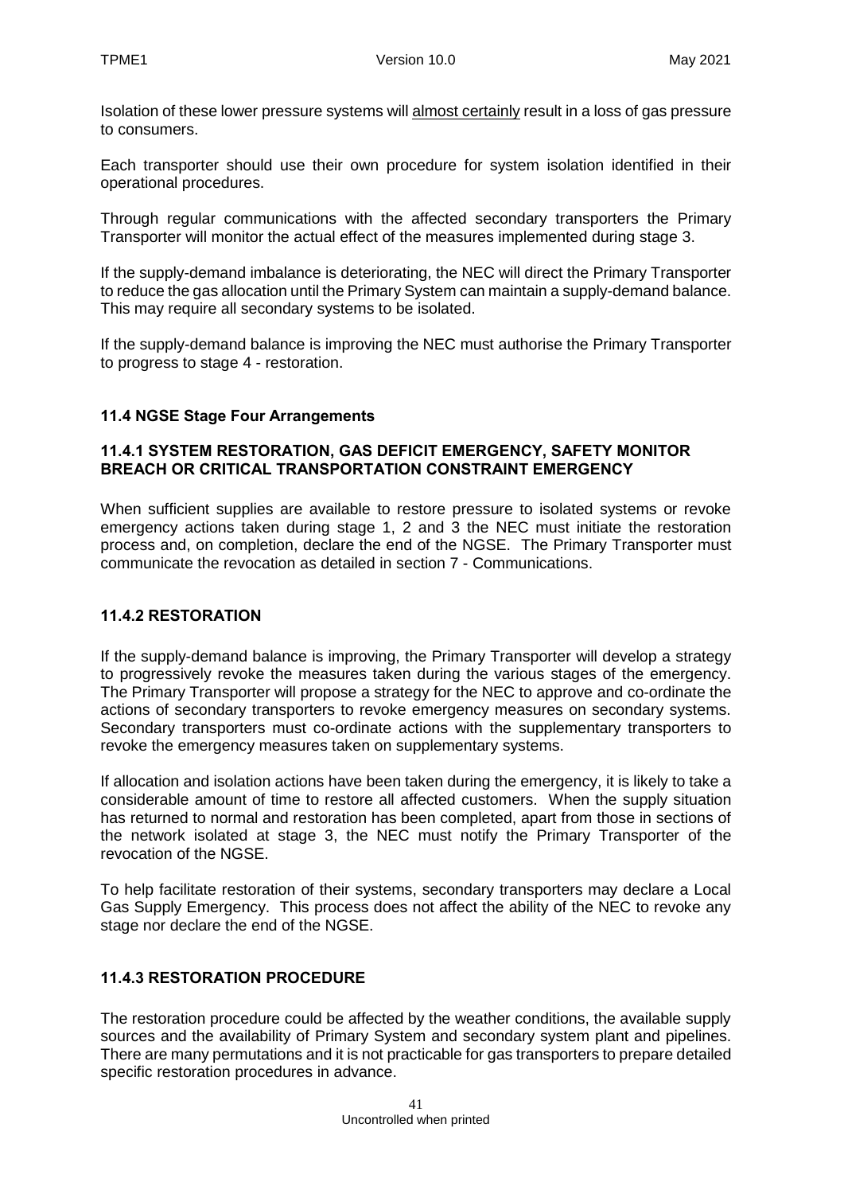Isolation of these lower pressure systems will almost certainly result in a loss of gas pressure to consumers.

Each transporter should use their own procedure for system isolation identified in their operational procedures.

Through regular communications with the affected secondary transporters the Primary Transporter will monitor the actual effect of the measures implemented during stage 3.

If the supply-demand imbalance is deteriorating, the NEC will direct the Primary Transporter to reduce the gas allocation until the Primary System can maintain a supply-demand balance. This may require all secondary systems to be isolated.

If the supply-demand balance is improving the NEC must authorise the Primary Transporter to progress to stage 4 - restoration.

### 11.4 NGSE Stage Four Arrangements

#### 11.4.1 SYSTEM RESTORATION, GAS DEFICIT EMERGENCY, SAFETY MONITOR BREACH OR CRITICAL TRANSPORTATION CONSTRAINT EMERGENCY

When sufficient supplies are available to restore pressure to isolated systems or revoke emergency actions taken during stage 1, 2 and 3 the NEC must initiate the restoration process and, on completion, declare the end of the NGSE. The Primary Transporter must communicate the revocation as detailed in section 7 - Communications.

#### 11.4.2 RESTORATION

If the supply-demand balance is improving, the Primary Transporter will develop a strategy to progressively revoke the measures taken during the various stages of the emergency. The Primary Transporter will propose a strategy for the NEC to approve and co-ordinate the actions of secondary transporters to revoke emergency measures on secondary systems. Secondary transporters must co-ordinate actions with the supplementary transporters to revoke the emergency measures taken on supplementary systems.

If allocation and isolation actions have been taken during the emergency, it is likely to take a considerable amount of time to restore all affected customers. When the supply situation has returned to normal and restoration has been completed, apart from those in sections of the network isolated at stage 3, the NEC must notify the Primary Transporter of the revocation of the NGSE.

To help facilitate restoration of their systems, secondary transporters may declare a Local Gas Supply Emergency. This process does not affect the ability of the NEC to revoke any stage nor declare the end of the NGSE.

#### 11.4.3 RESTORATION PROCEDURE

The restoration procedure could be affected by the weather conditions, the available supply sources and the availability of Primary System and secondary system plant and pipelines. There are many permutations and it is not practicable for gas transporters to prepare detailed specific restoration procedures in advance.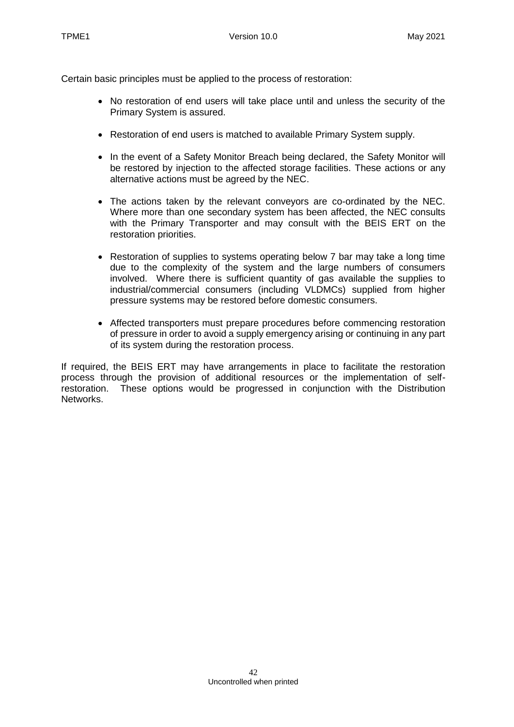Certain basic principles must be applied to the process of restoration:

- No restoration of end users will take place until and unless the security of the Primary System is assured.
- Restoration of end users is matched to available Primary System supply.
- In the event of a Safety Monitor Breach being declared, the Safety Monitor will be restored by injection to the affected storage facilities. These actions or any alternative actions must be agreed by the NEC.
- The actions taken by the relevant conveyors are co-ordinated by the NEC. Where more than one secondary system has been affected, the NEC consults with the Primary Transporter and may consult with the BEIS ERT on the restoration priorities.
- Restoration of supplies to systems operating below 7 bar may take a long time due to the complexity of the system and the large numbers of consumers involved. Where there is sufficient quantity of gas available the supplies to industrial/commercial consumers (including VLDMCs) supplied from higher pressure systems may be restored before domestic consumers.
- Affected transporters must prepare procedures before commencing restoration of pressure in order to avoid a supply emergency arising or continuing in any part of its system during the restoration process.

If required, the BEIS ERT may have arrangements in place to facilitate the restoration process through the provision of additional resources or the implementation of self-restoration. These options would be progressed in conjunction with the Distribution Networks.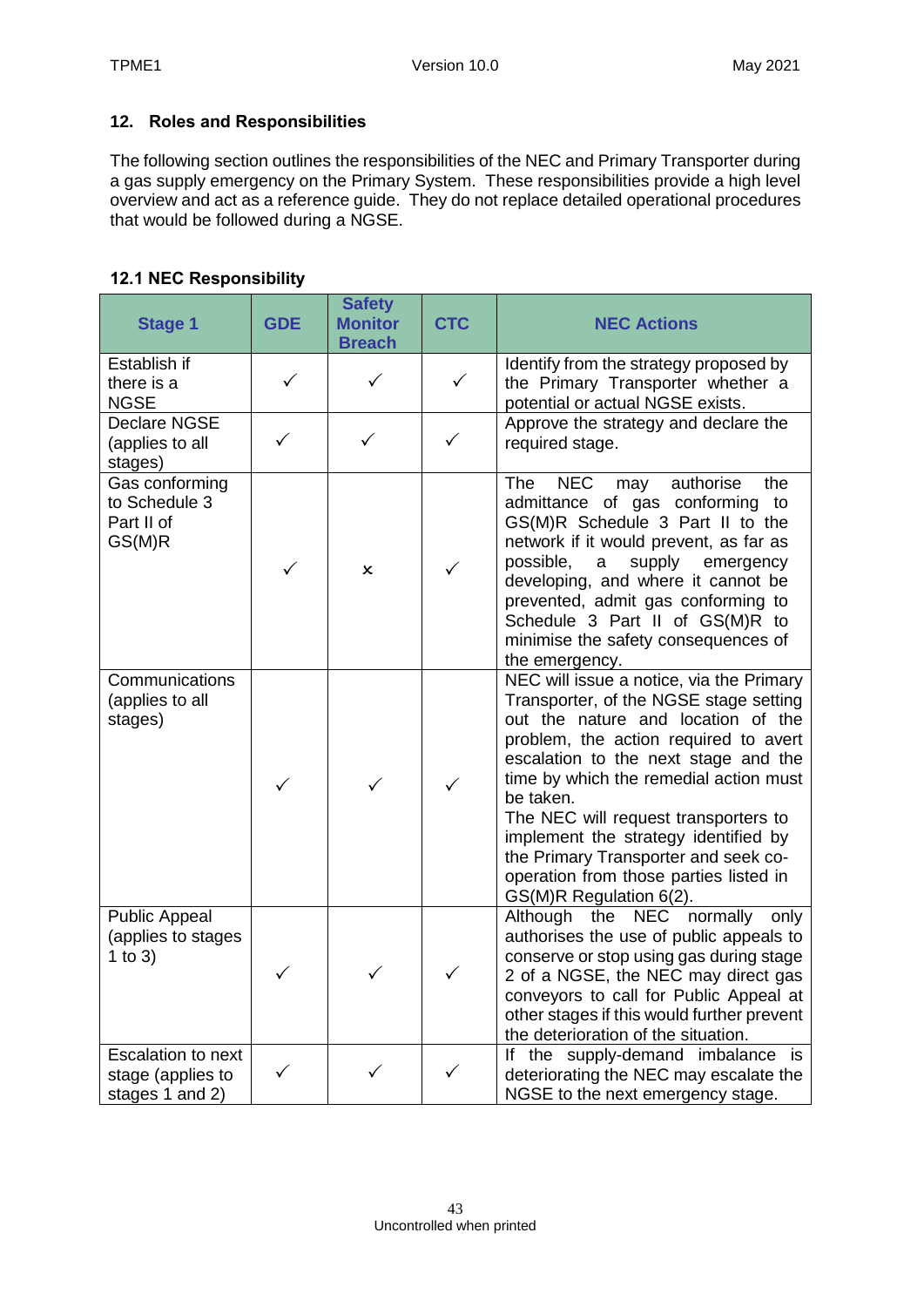## 12. Roles and Responsibilities

The following section outlines the responsibilities of the NEC and Primary Transporter during a gas supply emergency on the Primary System. These responsibilities provide a high level overview and act as a reference guide. They do not replace detailed operational procedures that would be followed during a NGSE.

### 12.1 NEC Responsibility

| Stage 1 | GDE | Safety Monitor Breach | CTC | NEC Actions |
|---|---|---|---|---|
| Establish if there is a NGSE | ✓ | ✓ | ✓ | Identify from the strategy proposed by the Primary Transporter whether a potential or actual NGSE exists. |
| Declare NGSE (applies to all stages) | ✓ | ✓ | ✓ | Approve the strategy and declare the required stage. |
| Gas conforming to Schedule 3 Part II of GS(M)R | ✓ | × | ✓ | The NEC may authorise the admittance of gas conforming to GS(M)R Schedule 3 Part II to the network if it would prevent, as far as possible, a supply emergency developing, and where it cannot be prevented, admit gas conforming to Schedule 3 Part II of GS(M)R to minimise the safety consequences of the emergency. |
| Communications (applies to all stages) | ✓ | ✓ | ✓ | NEC will issue a notice, via the Primary Transporter, of the NGSE stage setting out the nature and location of the problem, the action required to avert escalation to the next stage and the time by which the remedial action must be taken.<br>The NEC will request transporters to implement the strategy identified by the Primary Transporter and seek co-operation from those parties listed in GS(M)R Regulation 6(2). |
| Public Appeal (applies to stages 1 to 3) | ✓ | ✓ | ✓ | Although the NEC normally only authorises the use of public appeals to conserve or stop using gas during stage 2 of a NGSE, the NEC may direct gas conveyors to call for Public Appeal at other stages if this would further prevent the deterioration of the situation. |
| Escalation to next stage (applies to stages 1 and 2) | ✓ | ✓ | ✓ | If the supply-demand imbalance is deteriorating the NEC may escalate the NGSE to the next emergency stage. |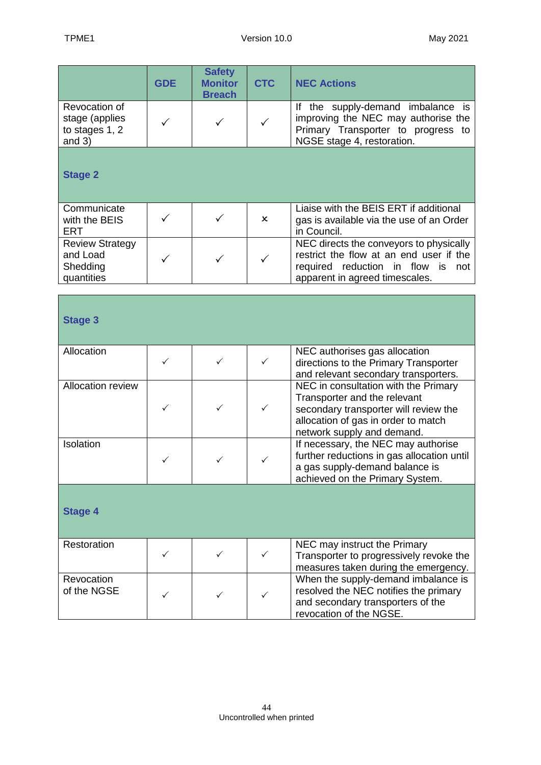| | GDE | Safety Monitor Breach | CTC | NEC Actions |
|---|---|---|---|---|
| Revocation of stage (applies to stages 1, 2 and 3) | ✓ | ✓ | ✓ | If the supply-demand imbalance is improving the NEC may authorise the Primary Transporter to progress to NGSE stage 4, restoration. |
| **Stage 2** | | | | |
| Communicate with the BEIS ERT | ✓ | ✓ | × | Liaise with the BEIS ERT if additional gas is available via the use of an Order in Council. |
| Review Strategy and Load Shedding quantities | ✓ | ✓ | ✓ | NEC directs the conveyors to physically restrict the flow at an end user if the required reduction in flow is not apparent in agreed timescales. |
| **Stage 3** | | | | |
| Allocation | ✓ | ✓ | ✓ | NEC authorises gas allocation directions to the Primary Transporter and relevant secondary transporters. |
| Allocation review | ✓ | ✓ | ✓ | NEC in consultation with the Primary Transporter and the relevant secondary transporter will review the allocation of gas in order to match network supply and demand. |
| Isolation | ✓ | ✓ | ✓ | If necessary, the NEC may authorise further reductions in gas allocation until a gas supply-demand balance is achieved on the Primary System. |
| **Stage 4** | | | | |
| Restoration | ✓ | ✓ | ✓ | NEC may instruct the Primary Transporter to progressively revoke the measures taken during the emergency. |
| Revocation of the NGSE | ✓ | ✓ | ✓ | When the supply-demand imbalance is resolved the NEC notifies the primary and secondary transporters of the revocation of the NGSE. |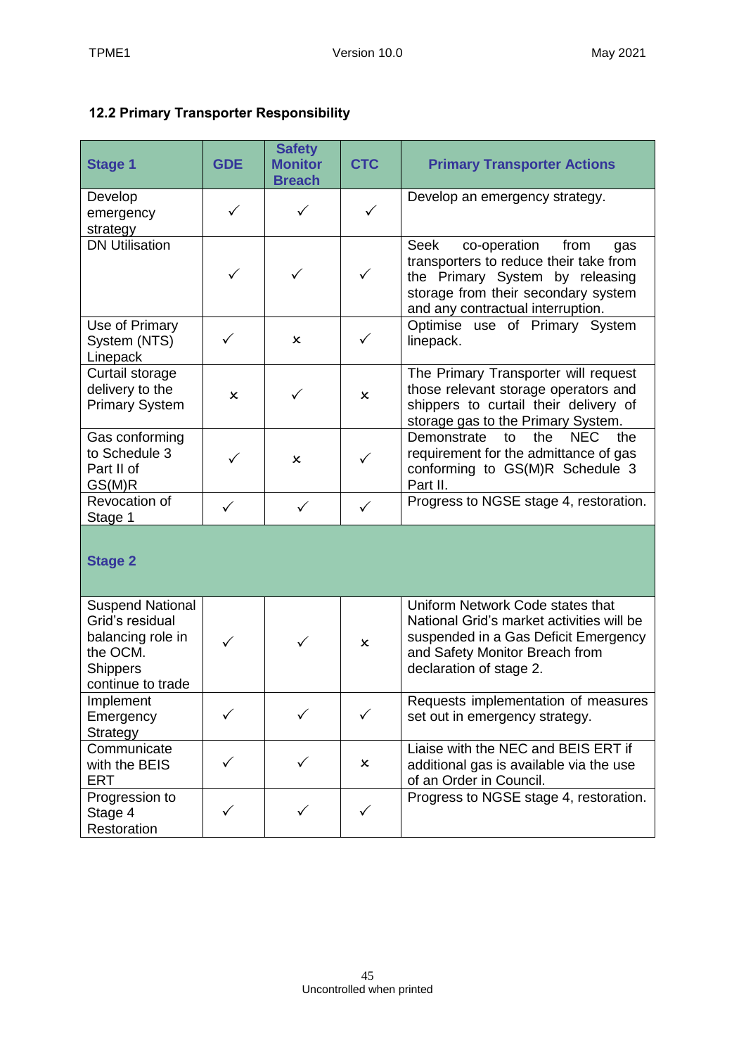### 12.2 Primary Transporter Responsibility

| Stage 1 | GDE | Safety Monitor Breach | CTC | Primary Transporter Actions |
|---|---|---|---|---|
| Develop emergency strategy | ✓ | ✓ | ✓ | Develop an emergency strategy. |
| DN Utilisation | ✓ | ✓ | ✓ | Seek co-operation from gas transporters to reduce their take from the Primary System by releasing storage from their secondary system and any contractual interruption. |
| Use of Primary System (NTS) Linepack | ✓ | × | ✓ | Optimise use of Primary System linepack. |
| Curtail storage delivery to the Primary System | × | ✓ | × | The Primary Transporter will request those relevant storage operators and shippers to curtail their delivery of storage gas to the Primary System. |
| Gas conforming to Schedule 3 Part II of GS(M)R | ✓ | × | ✓ | Demonstrate to the NEC the requirement for the admittance of gas conforming to GS(M)R Schedule 3 Part II. |
| Revocation of Stage 1 | ✓ | ✓ | ✓ | Progress to NGSE stage 4, restoration. |
| **Stage 2** | | | | |
| Suspend National Grid's residual balancing role in the OCM. Shippers continue to trade | ✓ | ✓ | × | Uniform Network Code states that National Grid's market activities will be suspended in a Gas Deficit Emergency and Safety Monitor Breach from declaration of stage 2. |
| Implement Emergency Strategy | ✓ | ✓ | ✓ | Requests implementation of measures set out in emergency strategy. |
| Communicate with the BEIS ERT | ✓ | ✓ | × | Liaise with the NEC and BEIS ERT if additional gas is available via the use of an Order in Council. |
| Progression to Stage 4 Restoration | ✓ | ✓ | ✓ | Progress to NGSE stage 4, restoration. |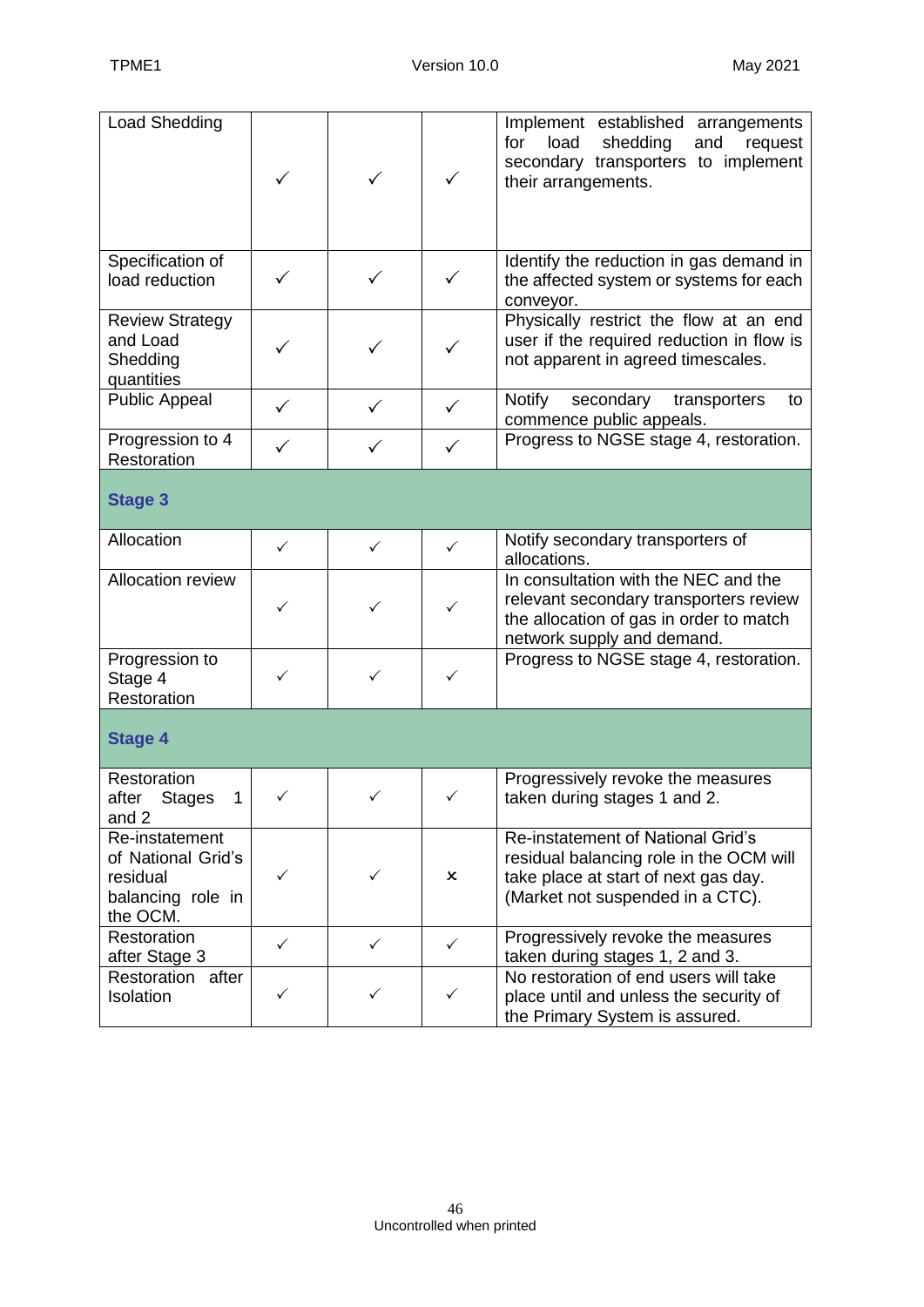| | | | | |
|---|---|---|---|---|
| Load Shedding | ✓ | ✓ | ✓ | Implement established arrangements for load shedding and request secondary transporters to implement their arrangements. |
| Specification of load reduction | ✓ | ✓ | ✓ | Identify the reduction in gas demand in the affected system or systems for each conveyor. |
| Review Strategy and Load Shedding quantities | ✓ | ✓ | ✓ | Physically restrict the flow at an end user if the required reduction in flow is not apparent in agreed timescales. |
| Public Appeal | ✓ | ✓ | ✓ | Notify secondary transporters to commence public appeals. |
| Progression to 4 Restoration | ✓ | ✓ | ✓ | Progress to NGSE stage 4, restoration. |
| **Stage 3** | | | | |
| Allocation | ✓ | ✓ | ✓ | Notify secondary transporters of allocations. |
| Allocation review | ✓ | ✓ | ✓ | In consultation with the NEC and the relevant secondary transporters review the allocation of gas in order to match network supply and demand. |
| Progression to Stage 4 Restoration | ✓ | ✓ | ✓ | Progress to NGSE stage 4, restoration. |
| **Stage 4** | | | | |
| Restoration after Stages 1 and 2 | ✓ | ✓ | ✓ | Progressively revoke the measures taken during stages 1 and 2. |
| Re-instatement of National Grid's residual balancing role in the OCM. | ✓ | ✓ | × | Re-instatement of National Grid's residual balancing role in the OCM will take place at start of next gas day. (Market not suspended in a CTC). |
| Restoration after Stage 3 | ✓ | ✓ | ✓ | Progressively revoke the measures taken during stages 1, 2 and 3. |
| Restoration after Isolation | ✓ | ✓ | ✓ | No restoration of end users will take place until and unless the security of the Primary System is assured. |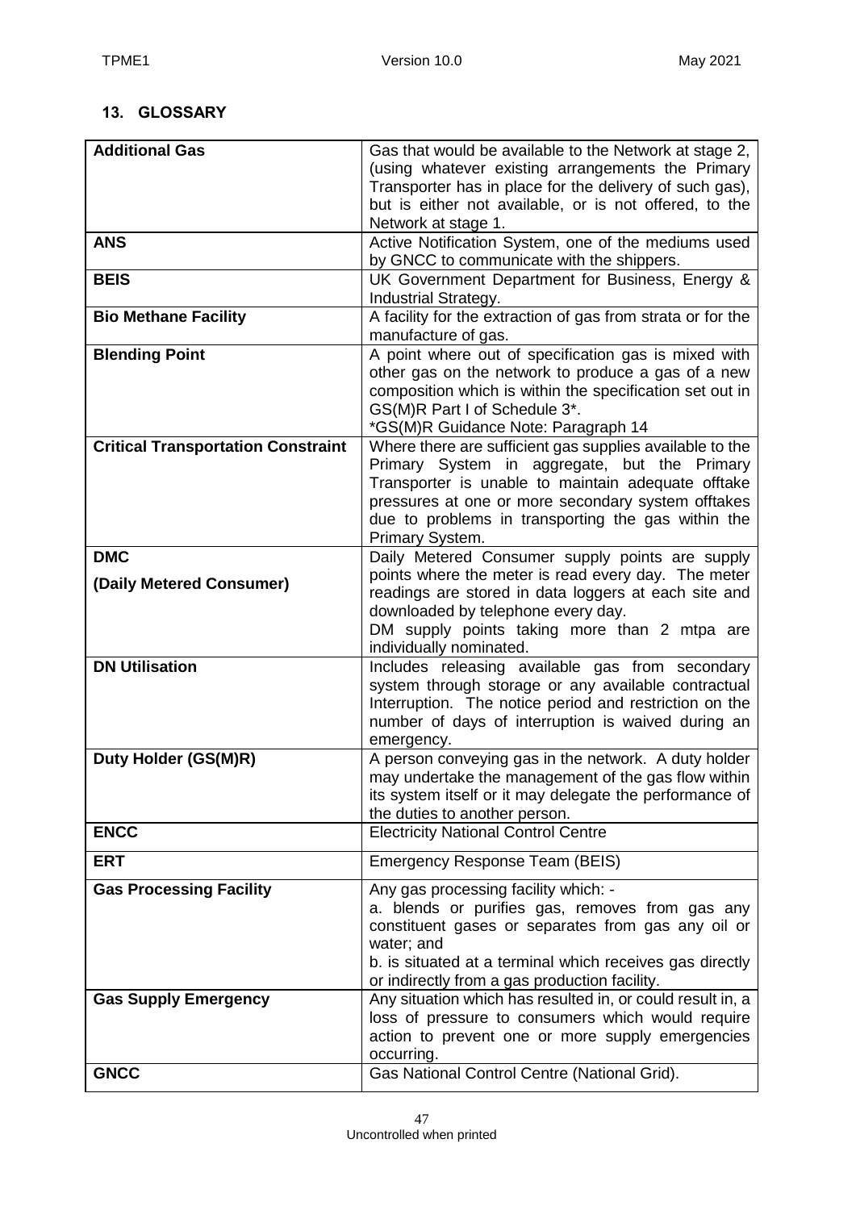## 13. GLOSSARY

| Term | Definition |
|---|---|
| **Additional Gas** | Gas that would be available to the Network at stage 2, (using whatever existing arrangements the Primary Transporter has in place for the delivery of such gas), but is either not available, or is not offered, to the Network at stage 1. |
| **ANS** | Active Notification System, one of the mediums used by GNCC to communicate with the shippers. |
| **BEIS** | UK Government Department for Business, Energy & Industrial Strategy. |
| **Bio Methane Facility** | A facility for the extraction of gas from strata or for the manufacture of gas. |
| **Blending Point** | A point where out of specification gas is mixed with other gas on the network to produce a gas of a new composition which is within the specification set out in GS(M)R Part I of Schedule 3*.<br>*GS(M)R Guidance Note: Paragraph 14 |
| **Critical Transportation Constraint** | Where there are sufficient gas supplies available to the Primary System in aggregate, but the Primary Transporter is unable to maintain adequate offtake pressures at one or more secondary system offtakes due to problems in transporting the gas within the Primary System. |
| **DMC**<br>**(Daily Metered Consumer)** | Daily Metered Consumer supply points are supply points where the meter is read every day. The meter readings are stored in data loggers at each site and downloaded by telephone every day.<br>DM supply points taking more than 2 mtpa are individually nominated. |
| **DN Utilisation** | Includes releasing available gas from secondary system through storage or any available contractual Interruption. The notice period and restriction on the number of days of interruption is waived during an emergency. |
| **Duty Holder (GS(M)R)** | A person conveying gas in the network. A duty holder may undertake the management of the gas flow within its system itself or it may delegate the performance of the duties to another person. |
| **ENCC** | Electricity National Control Centre |
| **ERT** | Emergency Response Team (BEIS) |
| **Gas Processing Facility** | Any gas processing facility which: -<br>a. blends or purifies gas, removes from gas any constituent gases or separates from gas any oil or water; and<br>b. is situated at a terminal which receives gas directly or indirectly from a gas production facility. |
| **Gas Supply Emergency** | Any situation which has resulted in, or could result in, a loss of pressure to consumers which would require action to prevent one or more supply emergencies occurring. |
| **GNCC** | Gas National Control Centre (National Grid). |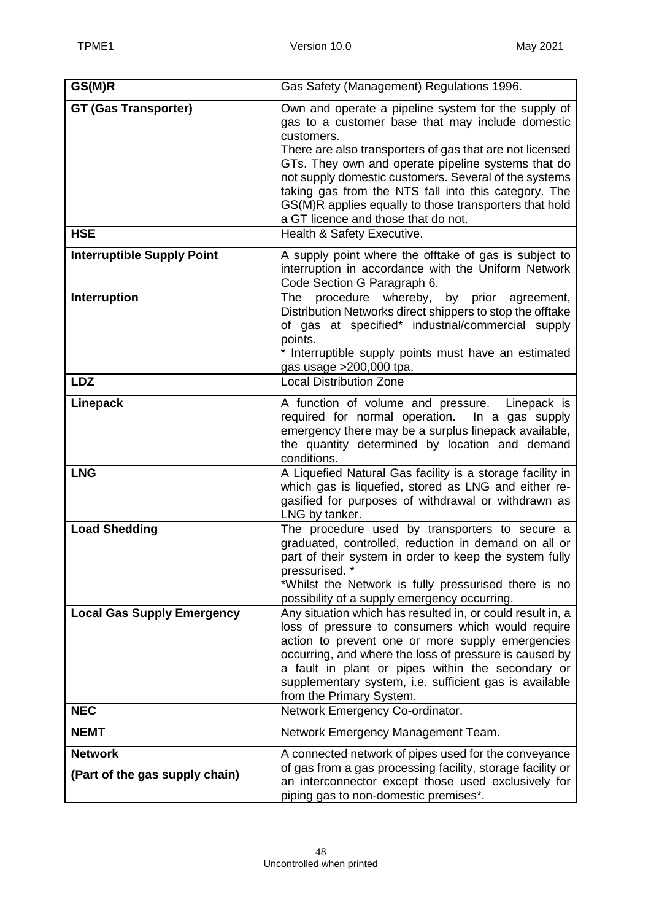| GS(M)R | Gas Safety (Management) Regulations 1996. |
|---|---|
| **GT (Gas Transporter)** | Own and operate a pipeline system for the supply of gas to a customer base that may include domestic customers.<br>There are also transporters of gas that are not licensed GTs. They own and operate pipeline systems that do not supply domestic customers. Several of the systems taking gas from the NTS fall into this category. The GS(M)R applies equally to those transporters that hold a GT licence and those that do not. |
| **HSE** | Health & Safety Executive. |
| **Interruptible Supply Point** | A supply point where the offtake of gas is subject to interruption in accordance with the Uniform Network Code Section G Paragraph 6. |
| **Interruption** | The procedure whereby, by prior agreement, Distribution Networks direct shippers to stop the offtake of gas at specified* industrial/commercial supply points.<br>* Interruptible supply points must have an estimated gas usage >200,000 tpa. |
| **LDZ** | Local Distribution Zone |
| **Linepack** | A function of volume and pressure. Linepack is required for normal operation. In a gas supply emergency there may be a surplus linepack available, the quantity determined by location and demand conditions. |
| **LNG** | A Liquefied Natural Gas facility is a storage facility in which gas is liquefied, stored as LNG and either re-gasified for purposes of withdrawal or withdrawn as LNG by tanker. |
| **Load Shedding** | The procedure used by transporters to secure a graduated, controlled, reduction in demand on all or part of their system in order to keep the system fully pressurised. *<br>*Whilst the Network is fully pressurised there is no possibility of a supply emergency occurring. |
| **Local Gas Supply Emergency** | Any situation which has resulted in, or could result in, a loss of pressure to consumers which would require action to prevent one or more supply emergencies occurring, and where the loss of pressure is caused by a fault in plant or pipes within the secondary or supplementary system, i.e. sufficient gas is available from the Primary System. |
| **NEC** | Network Emergency Co-ordinator. |
| **NEMT** | Network Emergency Management Team. |
| **Network**<br>**(Part of the gas supply chain)** | A connected network of pipes used for the conveyance of gas from a gas processing facility, storage facility or an interconnector except those used exclusively for piping gas to non-domestic premises*. |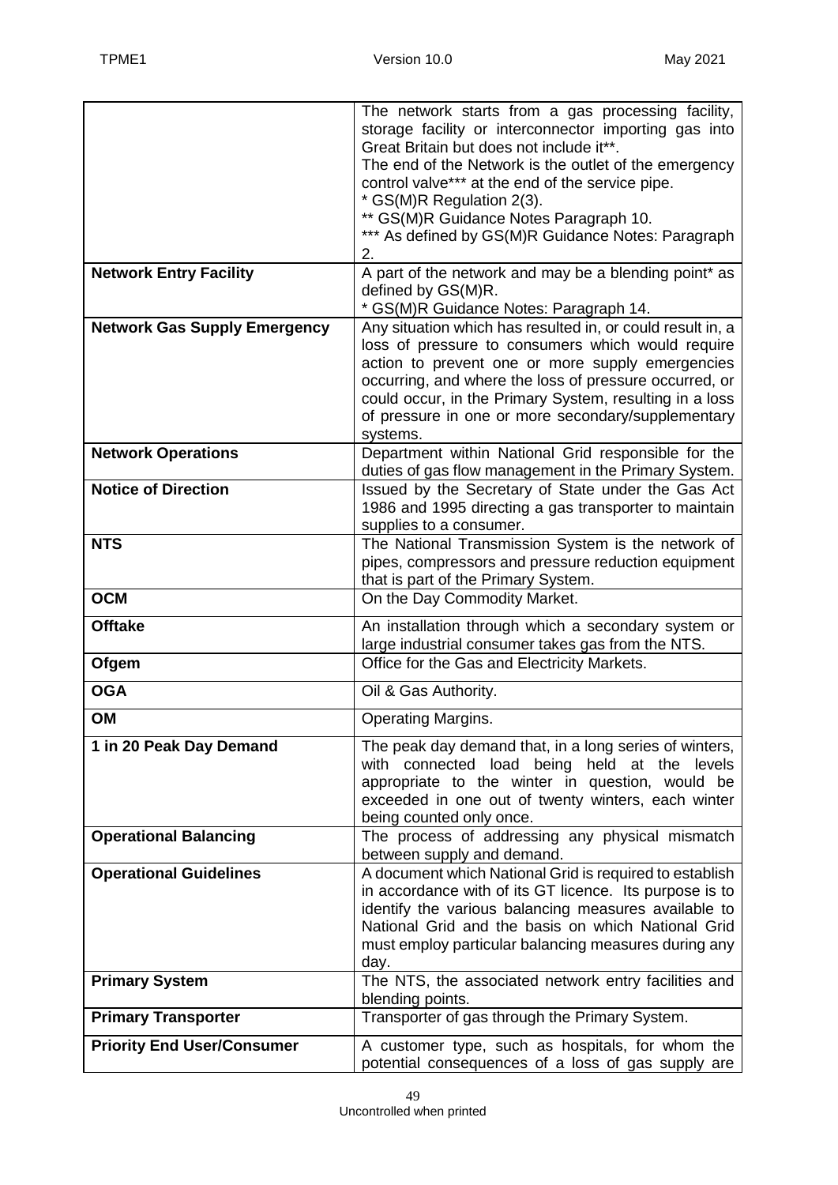| | |
|---|---|
| | The network starts from a gas processing facility, storage facility or interconnector importing gas into Great Britain but does not include it**.<br>The end of the Network is the outlet of the emergency control valve*** at the end of the service pipe.<br>* GS(M)R Regulation 2(3).<br>** GS(M)R Guidance Notes Paragraph 10.<br>*** As defined by GS(M)R Guidance Notes: Paragraph 2. |
| **Network Entry Facility** | A part of the network and may be a blending point* as defined by GS(M)R.<br>* GS(M)R Guidance Notes: Paragraph 14. |
| **Network Gas Supply Emergency** | Any situation which has resulted in, or could result in, a loss of pressure to consumers which would require action to prevent one or more supply emergencies occurring, and where the loss of pressure occurred, or could occur, in the Primary System, resulting in a loss of pressure in one or more secondary/supplementary systems. |
| **Network Operations** | Department within National Grid responsible for the duties of gas flow management in the Primary System. |
| **Notice of Direction** | Issued by the Secretary of State under the Gas Act 1986 and 1995 directing a gas transporter to maintain supplies to a consumer. |
| **NTS** | The National Transmission System is the network of pipes, compressors and pressure reduction equipment that is part of the Primary System. |
| **OCM** | On the Day Commodity Market. |
| **Offtake** | An installation through which a secondary system or large industrial consumer takes gas from the NTS. |
| **Ofgem** | Office for the Gas and Electricity Markets. |
| **OGA** | Oil & Gas Authority. |
| **OM** | Operating Margins. |
| **1 in 20 Peak Day Demand** | The peak day demand that, in a long series of winters, with connected load being held at the levels appropriate to the winter in question, would be exceeded in one out of twenty winters, each winter being counted only once. |
| **Operational Balancing** | The process of addressing any physical mismatch between supply and demand. |
| **Operational Guidelines** | A document which National Grid is required to establish in accordance with of its GT licence. Its purpose is to identify the various balancing measures available to National Grid and the basis on which National Grid must employ particular balancing measures during any day. |
| **Primary System** | The NTS, the associated network entry facilities and blending points. |
| **Primary Transporter** | Transporter of gas through the Primary System. |
| **Priority End User/Consumer** | A customer type, such as hospitals, for whom the potential consequences of a loss of gas supply are |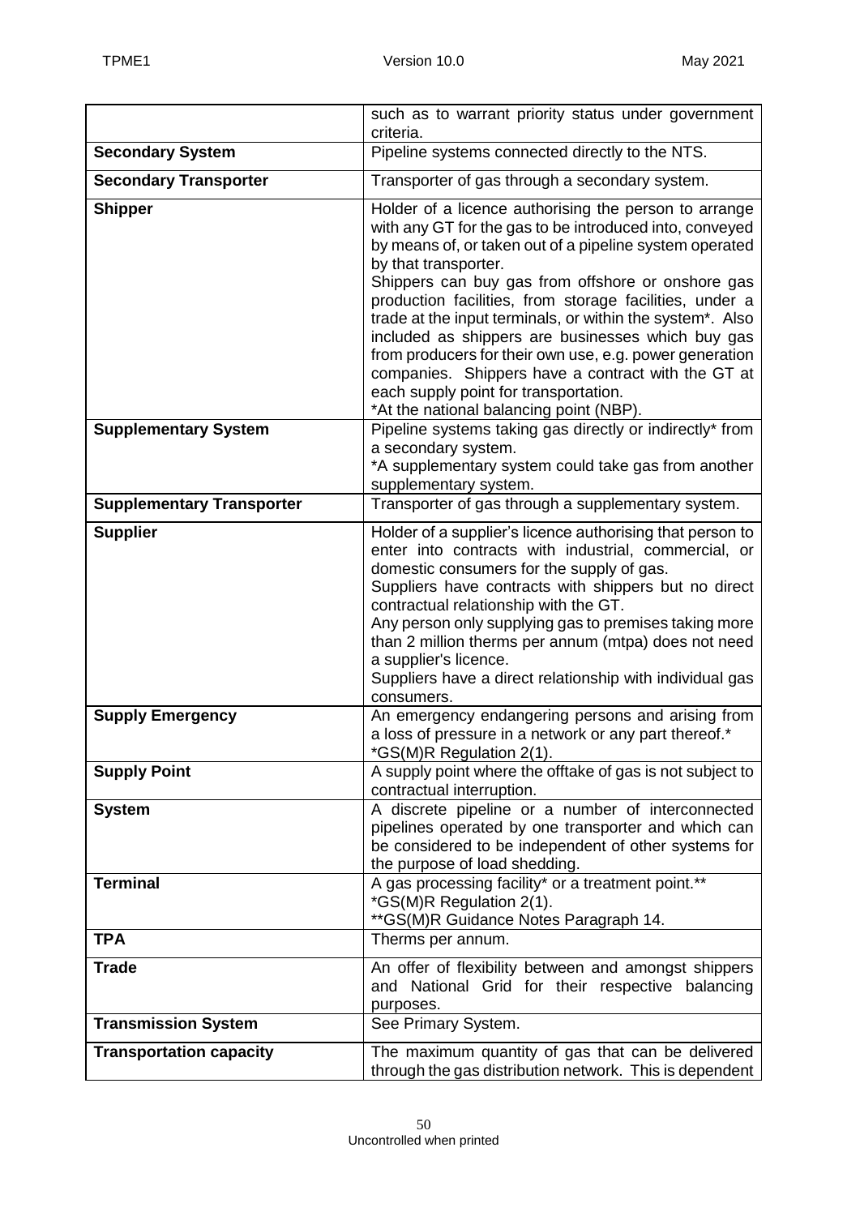| | |
|---|---|
| | such as to warrant priority status under government criteria. |
| **Secondary System** | Pipeline systems connected directly to the NTS. |
| **Secondary Transporter** | Transporter of gas through a secondary system. |
| **Shipper** | Holder of a licence authorising the person to arrange with any GT for the gas to be introduced into, conveyed by means of, or taken out of a pipeline system operated by that transporter.<br>Shippers can buy gas from offshore or onshore gas production facilities, from storage facilities, under a trade at the input terminals, or within the system*. Also included as shippers are businesses which buy gas from producers for their own use, e.g. power generation companies. Shippers have a contract with the GT at each supply point for transportation.<br>*At the national balancing point (NBP). |
| **Supplementary System** | Pipeline systems taking gas directly or indirectly* from a secondary system.<br>*A supplementary system could take gas from another supplementary system. |
| **Supplementary Transporter** | Transporter of gas through a supplementary system. |
| **Supplier** | Holder of a supplier's licence authorising that person to enter into contracts with industrial, commercial, or domestic consumers for the supply of gas.<br>Suppliers have contracts with shippers but no direct contractual relationship with the GT.<br>Any person only supplying gas to premises taking more than 2 million therms per annum (mtpa) does not need a supplier's licence.<br>Suppliers have a direct relationship with individual gas consumers. |
| **Supply Emergency** | An emergency endangering persons and arising from a loss of pressure in a network or any part thereof.*<br>*GS(M)R Regulation 2(1). |
| **Supply Point** | A supply point where the offtake of gas is not subject to contractual interruption. |
| **System** | A discrete pipeline or a number of interconnected pipelines operated by one transporter and which can be considered to be independent of other systems for the purpose of load shedding. |
| **Terminal** | A gas processing facility* or a treatment point.**<br>*GS(M)R Regulation 2(1).<br>**GS(M)R Guidance Notes Paragraph 14. |
| **TPA** | Therms per annum. |
| **Trade** | An offer of flexibility between and amongst shippers and National Grid for their respective balancing purposes. |
| **Transmission System** | See Primary System. |
| **Transportation capacity** | The maximum quantity of gas that can be delivered through the gas distribution network. This is dependent |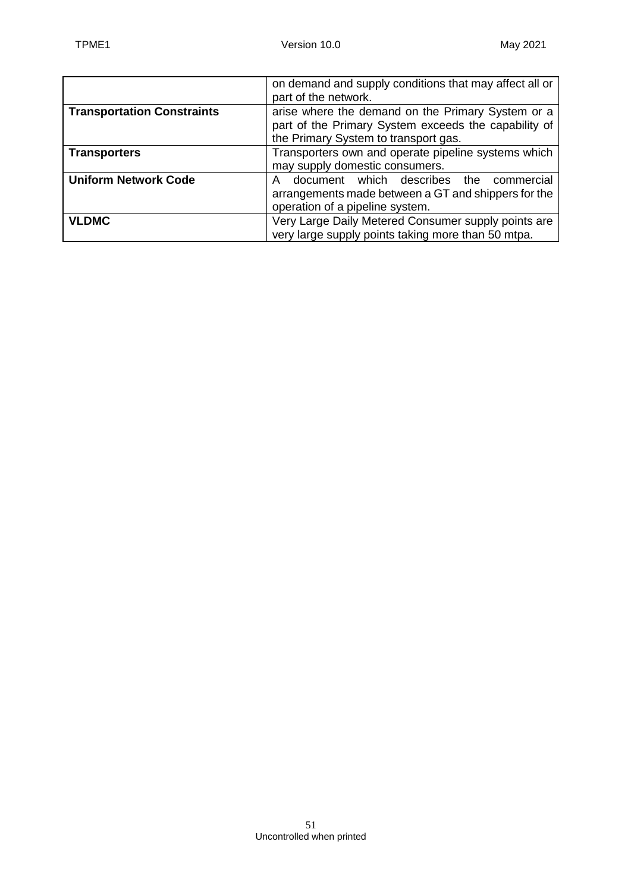| | |
|---|---|
| | on demand and supply conditions that may affect all or part of the network. |
| **Transportation Constraints** | arise where the demand on the Primary System or a part of the Primary System exceeds the capability of the Primary System to transport gas. |
| **Transporters** | Transporters own and operate pipeline systems which may supply domestic consumers. |
| **Uniform Network Code** | A document which describes the commercial arrangements made between a GT and shippers for the operation of a pipeline system. |
| **VLDMC** | Very Large Daily Metered Consumer supply points are very large supply points taking more than 50 mtpa. |